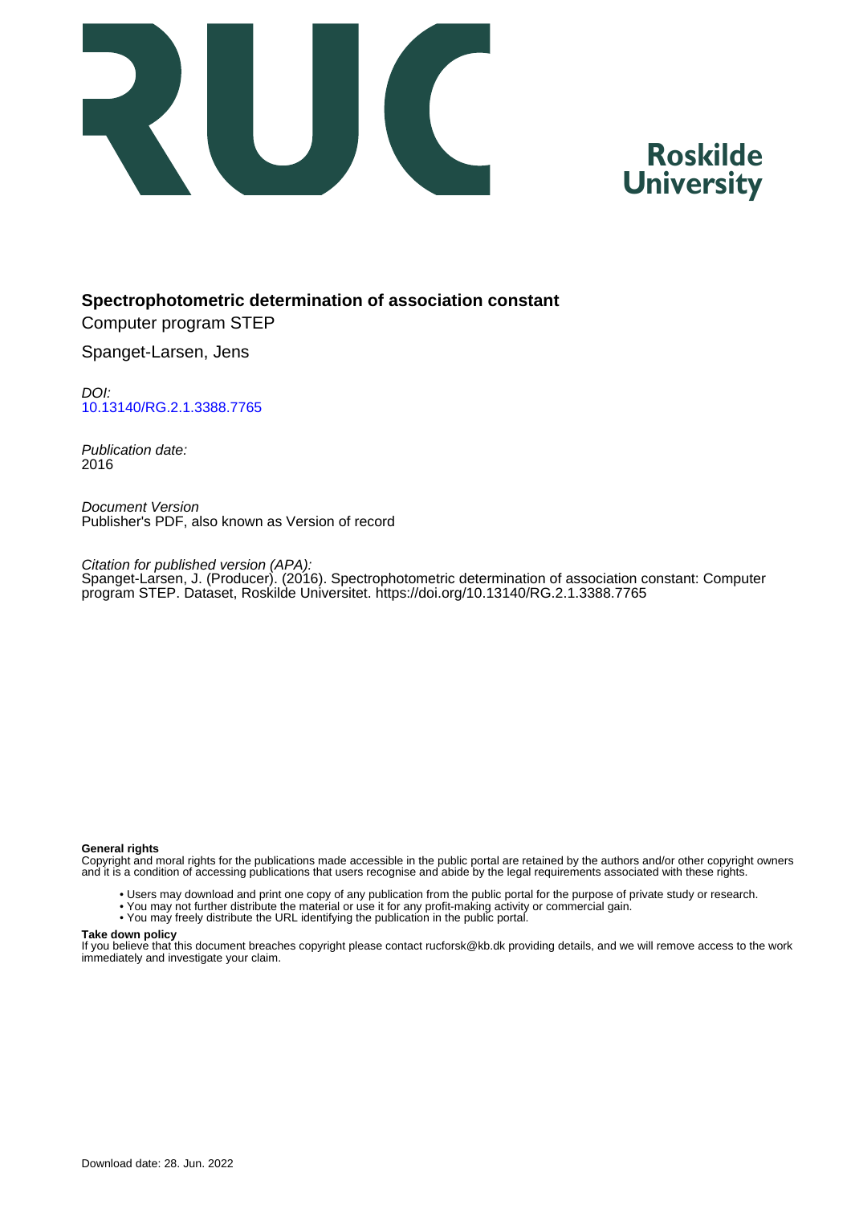# Spectrophotometric determination of association constant

Computer program STEP

Spanget-Larsen, Jens

*DOI:*
10.13140/RG.2.1.3388.7765

*Publication date:*
2016

*Document Version*
Publisher's PDF, also known as Version of record

*Citation for published version (APA):*
Spanget-Larsen, J. (Producer). (2016). Spectrophotometric determination of association constant: Computer program STEP. Dataset, Roskilde Universitet. https://doi.org/10.13140/RG.2.1.3388.7765

**General rights**
Copyright and moral rights for the publications made accessible in the public portal are retained by the authors and/or other copyright owners and it is a condition of accessing publications that users recognise and abide by the legal requirements associated with these rights.

- Users may download and print one copy of any publication from the public portal for the purpose of private study or research.
- You may not further distribute the material or use it for any profit-making activity or commercial gain.
- You may freely distribute the URL identifying the publication in the public portal.

**Take down policy**
If you believe that this document breaches copyright please contact rucforsk@kb.dk providing details, and we will remove access to the work immediately and investigate your claim.

Download date: 28. Jun. 2022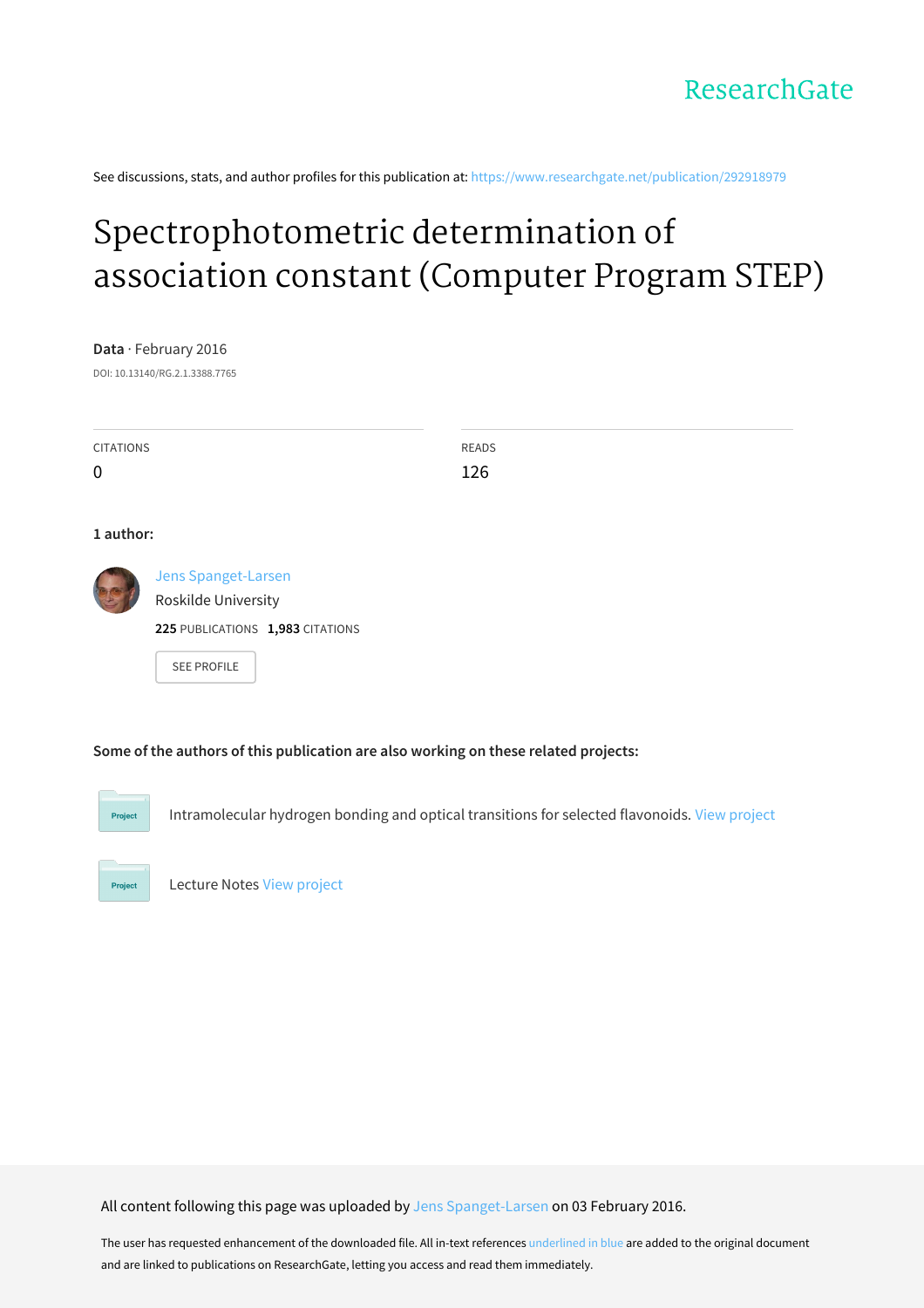See discussions, stats, and author profiles for this publication at: https://www.researchgate.net/publication/292918979

# Spectrophotometric determination of association constant (Computer Program STEP)

**Data** · February 2016

DOI: 10.13140/RG.2.1.3388.7765

CITATIONS
0

READS
126

**1 author:**

Jens Spanget-Larsen
Roskilde University
**225** PUBLICATIONS **1,983** CITATIONS

SEE PROFILE

**Some of the authors of this publication are also working on these related projects:**

Intramolecular hydrogen bonding and optical transitions for selected flavonoids. View project

Lecture Notes View project

All content following this page was uploaded by Jens Spanget-Larsen on 03 February 2016.

The user has requested enhancement of the downloaded file. All in-text references underlined in blue are added to the original document and are linked to publications on ResearchGate, letting you access and read them immediately.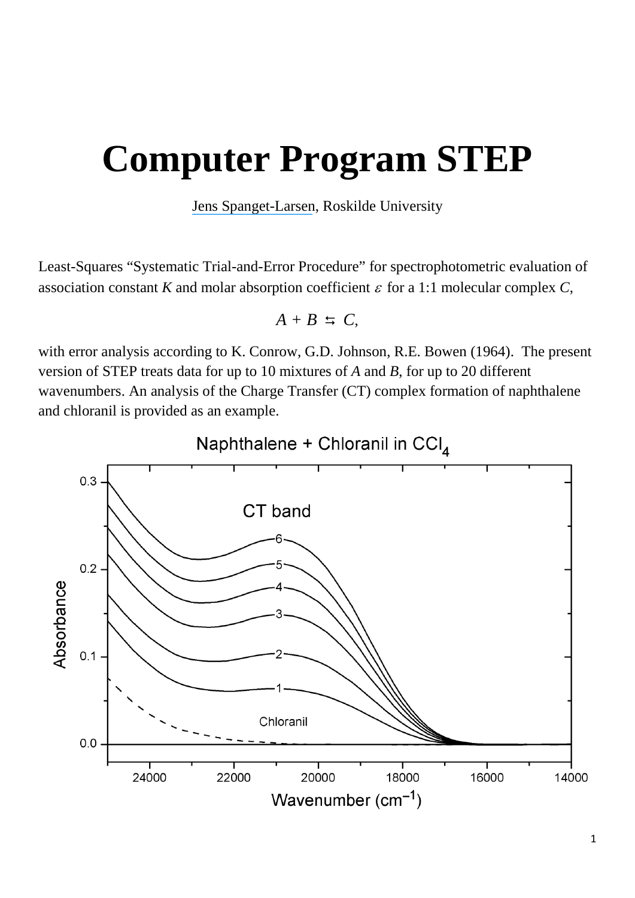# Computer Program STEP

Jens Spanget-Larsen, Roskilde University

Least-Squares "Systematic Trial-and-Error Procedure" for spectrophotometric evaluation of association constant *K* and molar absorption coefficient $\varepsilon$ for a 1:1 molecular complex *C*,

$$A + B \leftrightarrows C,$$

with error analysis according to K. Conrow, G.D. Johnson, R.E. Bowen (1964). The present version of STEP treats data for up to 10 mixtures of *A* and *B*, for up to 20 different wavenumbers. An analysis of the Charge Transfer (CT) complex formation of naphthalene and chloranil is provided as an example.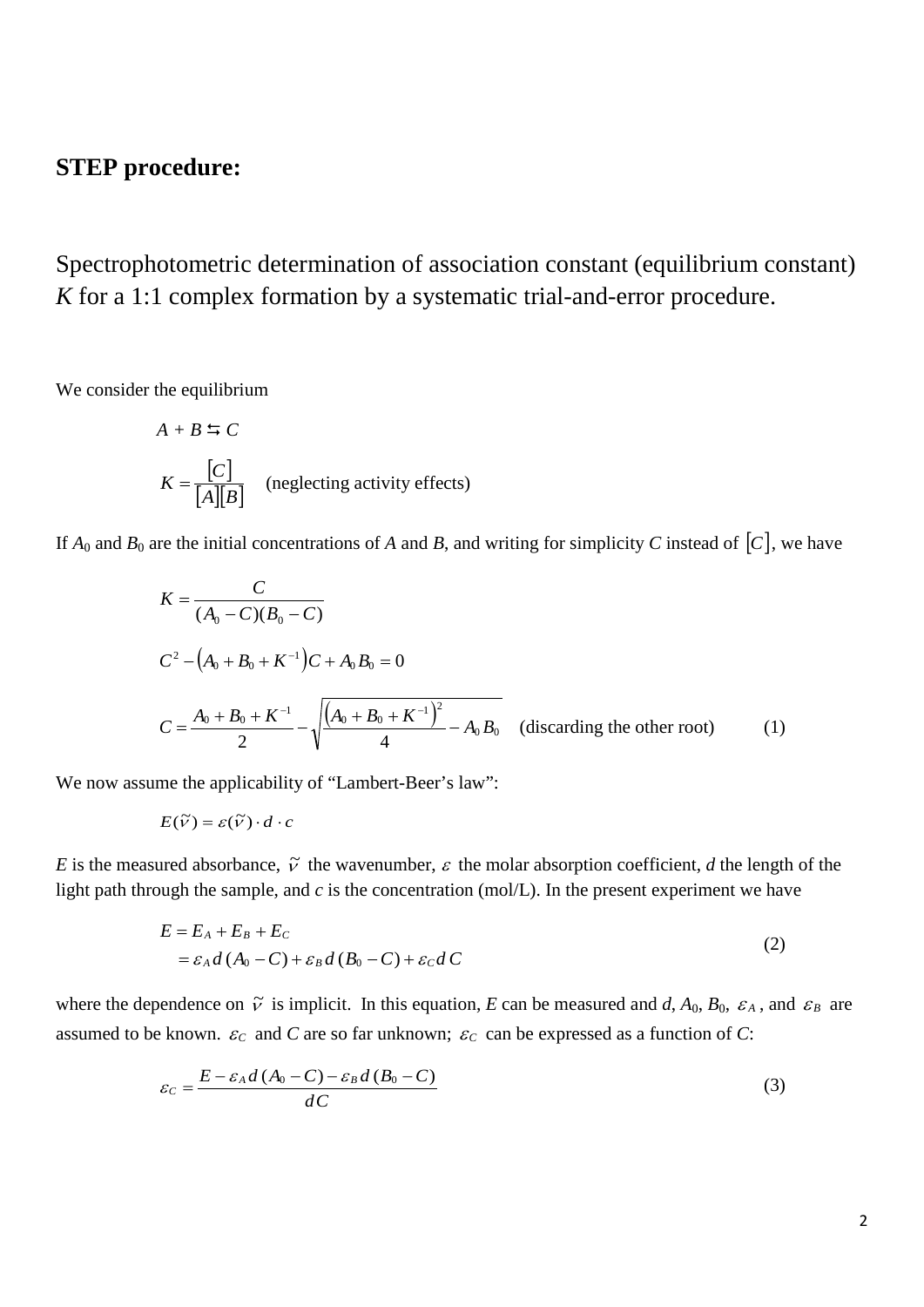## STEP procedure:

# Spectrophotometric determination of association constant (equilibrium constant) $K$ for a 1:1 complex formation by a systematic trial-and-error procedure.

We consider the equilibrium

$$A + B \leftrightarrows C$$

$$K = \frac{[C]}{[A][B]} \quad \text{(neglecting activity effects)}$$

If $A_0$ and $B_0$ are the initial concentrations of $A$ and $B$, and writing for simplicity $C$ instead of $[C]$, we have

$$K = \frac{C}{(A_0 - C)(B_0 - C)}$$

$$C^2 - \left(A_0 + B_0 + K^{-1}\right)C + A_0 B_0 = 0$$

$$C = \frac{A_0 + B_0 + K^{-1}}{2} - \sqrt{\frac{\left(A_0 + B_0 + K^{-1}\right)^2}{4} - A_0 B_0} \quad \text{(discarding the other root)} \qquad (1)$$

We now assume the applicability of "Lambert-Beer's law":

$$E(\tilde{\nu}) = \varepsilon(\tilde{\nu}) \cdot d \cdot c$$

$E$ is the measured absorbance, $\tilde{\nu}$ the wavenumber, $\varepsilon$ the molar absorption coefficient, $d$ the length of the light path through the sample, and $c$ is the concentration (mol/L). In the present experiment we have

$$\begin{aligned} E &= E_A + E_B + E_C \\ &= \varepsilon_A d\,(A_0 - C) + \varepsilon_B d\,(B_0 - C) + \varepsilon_C d\,C \end{aligned} \qquad (2)$$

where the dependence on $\tilde{\nu}$ is implicit. In this equation, $E$ can be measured and $d$, $A_0$, $B_0$, $\varepsilon_A$, and $\varepsilon_B$ are assumed to be known. $\varepsilon_C$ and $C$ are so far unknown; $\varepsilon_C$ can be expressed as a function of $C$:

$$\varepsilon_C = \frac{E - \varepsilon_A d\,(A_0 - C) - \varepsilon_B d\,(B_0 - C)}{d\,C} \qquad (3)$$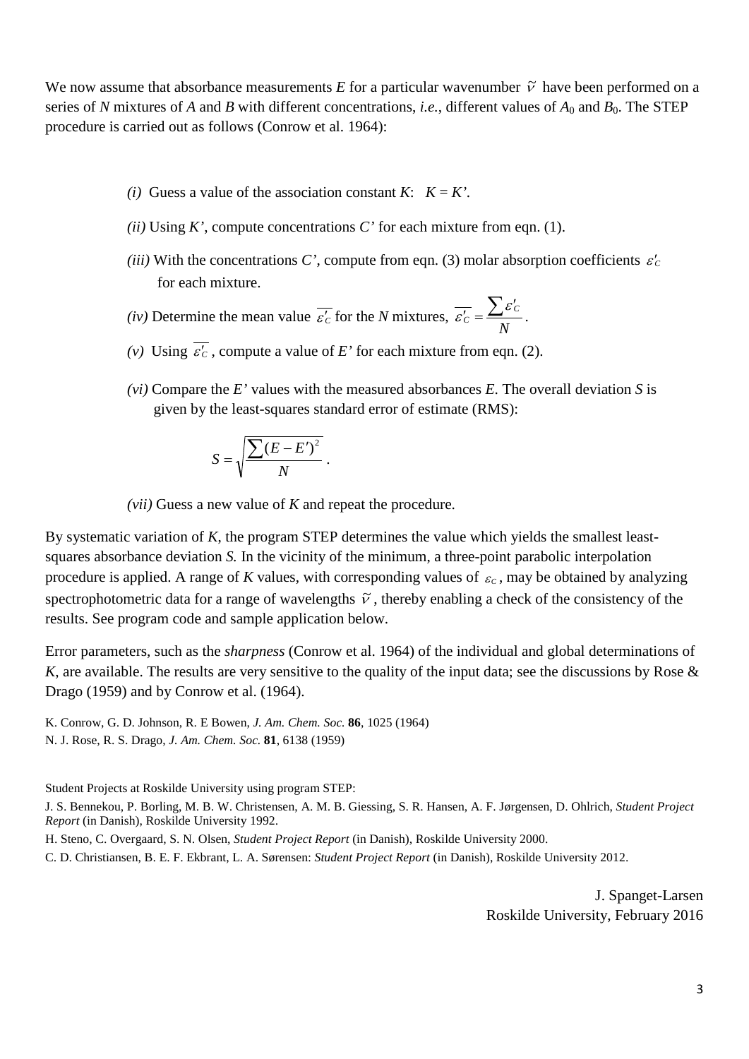We now assume that absorbance measurements $E$ for a particular wavenumber $\tilde{\nu}$ have been performed on a series of $N$ mixtures of $A$ and $B$ with different concentrations, *i.e.*, different values of $A_0$ and $B_0$. The STEP procedure is carried out as follows (Conrow et al. 1964):

*(i)* Guess a value of the association constant $K$: $K = K'$.

*(ii)* Using $K'$, compute concentrations $C'$ for each mixture from eqn. (1).

*(iii)* With the concentrations $C'$, compute from eqn. (3) molar absorption coefficients $\varepsilon'_C$ for each mixture.

*(iv)* Determine the mean value $\overline{\varepsilon'_C}$ for the $N$ mixtures, $\overline{\varepsilon'_C} = \dfrac{\sum \varepsilon'_C}{N}$.

*(v)* Using $\overline{\varepsilon'_C}$, compute a value of $E'$ for each mixture from eqn. (2).

*(vi)* Compare the $E'$ values with the measured absorbances $E$. The overall deviation $S$ is given by the least-squares standard error of estimate (RMS):

$$S = \sqrt{\frac{\sum (E - E')^2}{N}} .$$

*(vii)* Guess a new value of $K$ and repeat the procedure.

By systematic variation of $K$, the program STEP determines the value which yields the smallest least-squares absorbance deviation $S$. In the vicinity of the minimum, a three-point parabolic interpolation procedure is applied. A range of $K$ values, with corresponding values of $\varepsilon_C$, may be obtained by analyzing spectrophotometric data for a range of wavelengths $\tilde{\nu}$, thereby enabling a check of the consistency of the results. See program code and sample application below.

Error parameters, such as the *sharpness* (Conrow et al. 1964) of the individual and global determinations of $K$, are available. The results are very sensitive to the quality of the input data; see the discussions by Rose & Drago (1959) and by Conrow et al. (1964).

K. Conrow, G. D. Johnson, R. E Bowen, *J. Am. Chem. Soc.* **86**, 1025 (1964)
N. J. Rose, R. S. Drago, *J. Am. Chem. Soc.* **81**, 6138 (1959)

Student Projects at Roskilde University using program STEP:

J. S. Bennekou, P. Borling, M. B. W. Christensen, A. M. B. Giessing, S. R. Hansen, A. F. Jørgensen, D. Ohlrich, *Student Project Report* (in Danish), Roskilde University 1992.

H. Steno, C. Overgaard, S. N. Olsen, *Student Project Report* (in Danish), Roskilde University 2000.

C. D. Christiansen, B. E. F. Ekbrant, L. A. Sørensen: *Student Project Report* (in Danish), Roskilde University 2012.

J. Spanget-Larsen
Roskilde University, February 2016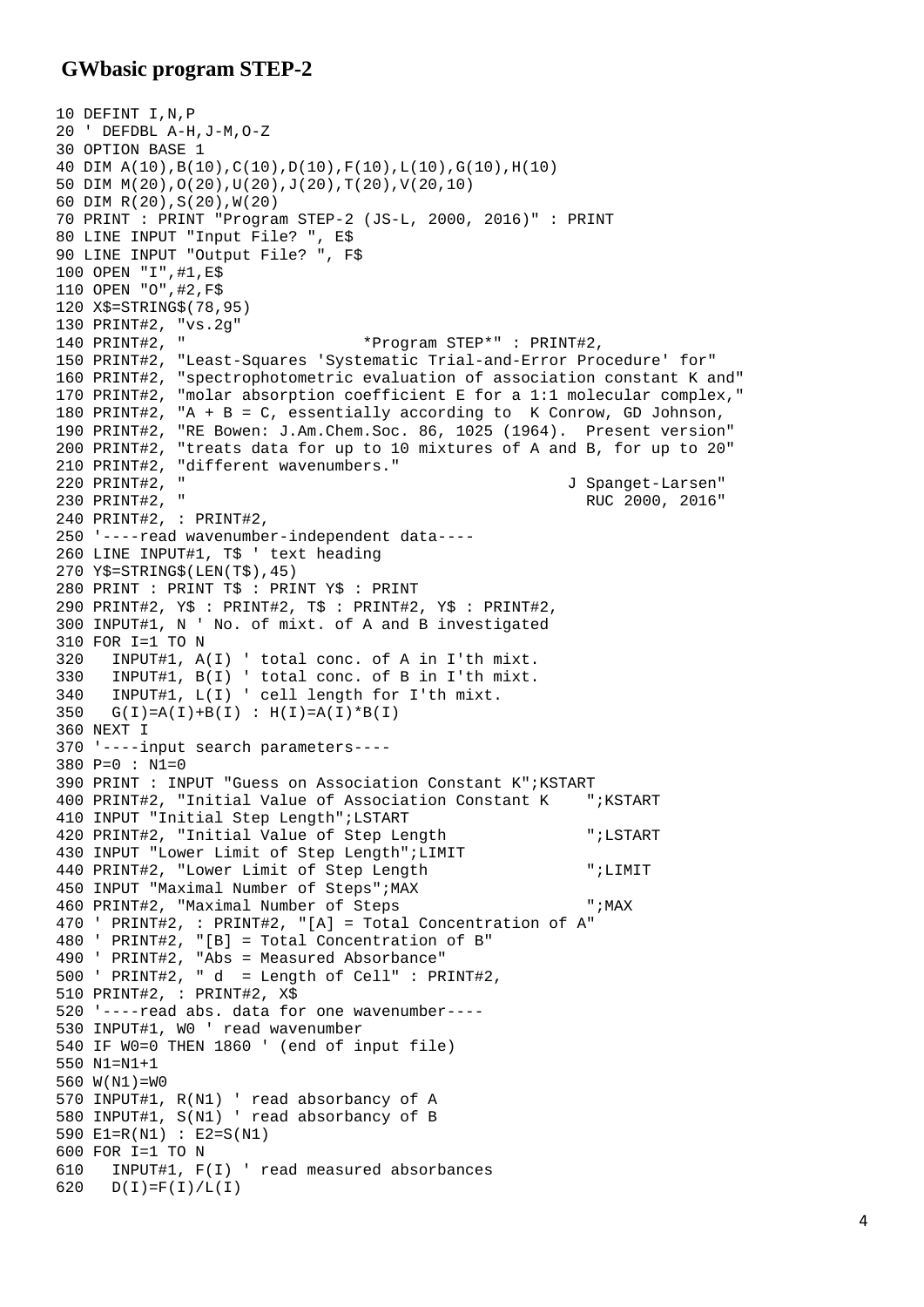## GWbasic program STEP-2

```
10 DEFINT I,N,P
20 ' DEFDBL A-H,J-M,O-Z
30 OPTION BASE 1
40 DIM A(10),B(10),C(10),D(10),F(10),L(10),G(10),H(10)
50 DIM M(20),O(20),U(20),J(20),T(20),V(20,10)
60 DIM R(20),S(20),W(20)
70 PRINT : PRINT "Program STEP-2 (JS-L, 2000, 2016)" : PRINT
80 LINE INPUT "Input File? ", E$
90 LINE INPUT "Output File? ", F$
100 OPEN "I",#1,E$
110 OPEN "O",#2,F$
120 X$=STRING$(78,95)
130 PRINT#2, "vs.2g"
140 PRINT#2, "                    *Program STEP*" : PRINT#2,
150 PRINT#2, "Least-Squares 'Systematic Trial-and-Error Procedure' for"
160 PRINT#2, "spectrophotometric evaluation of association constant K and"
170 PRINT#2, "molar absorption coefficient E for a 1:1 molecular complex,"
180 PRINT#2, "A + B = C, essentially according to  K Conrow, GD Johnson,
190 PRINT#2, "RE Bowen: J.Am.Chem.Soc. 86, 1025 (1964).  Present version"
200 PRINT#2, "treats data for up to 10 mixtures of A and B, for up to 20"
210 PRINT#2, "different wavenumbers."
220 PRINT#2, "                                          J Spanget-Larsen"
230 PRINT#2, "                                            RUC 2000, 2016"
240 PRINT#2, : PRINT#2,
250 '----read wavenumber-independent data----
260 LINE INPUT#1, T$ ' text heading
270 Y$=STRING$(LEN(T$),45)
280 PRINT : PRINT T$ : PRINT Y$ : PRINT
290 PRINT#2, Y$ : PRINT#2, T$ : PRINT#2, Y$ : PRINT#2,
300 INPUT#1, N ' No. of mixt. of A and B investigated
310 FOR I=1 TO N
320   INPUT#1, A(I) ' total conc. of A in I'th mixt.
330   INPUT#1, B(I) ' total conc. of B in I'th mixt.
340   INPUT#1, L(I) ' cell length for I'th mixt.
350   G(I)=A(I)+B(I) : H(I)=A(I)*B(I)
360 NEXT I
370 '----input search parameters----
380 P=0 : N1=0
390 PRINT : INPUT "Guess on Association Constant K";KSTART
400 PRINT#2, "Initial Value of Association Constant K    ";KSTART
410 INPUT "Initial Step Length";LSTART
420 PRINT#2, "Initial Value of Step Length               ";LSTART
430 INPUT "Lower Limit of Step Length";LIMIT
440 PRINT#2, "Lower Limit of Step Length                 ";LIMIT
450 INPUT "Maximal Number of Steps";MAX
460 PRINT#2, "Maximal Number of Steps                    ";MAX
470 ' PRINT#2, : PRINT#2, "[A] = Total Concentration of A"
480 ' PRINT#2, "[B] = Total Concentration of B"
490 ' PRINT#2, "Abs = Measured Absorbance"
500 ' PRINT#2, " d  = Length of Cell" : PRINT#2,
510 PRINT#2, : PRINT#2, X$
520 '----read abs. data for one wavenumber----
530 INPUT#1, W0 ' read wavenumber
540 IF W0=0 THEN 1860 ' (end of input file)
550 N1=N1+1
560 W(N1)=W0
570 INPUT#1, R(N1) ' read absorbancy of A
580 INPUT#1, S(N1) ' read absorbancy of B
590 E1=R(N1) : E2=S(N1)
600 FOR I=1 TO N
610   INPUT#1, F(I) ' read measured absorbances
620   D(I)=F(I)/L(I)
```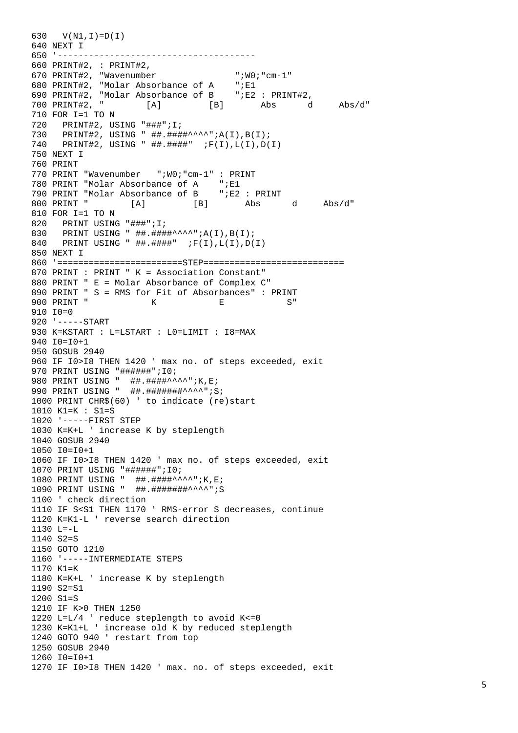```
630   V(N1,I)=D(I)
640 NEXT I
650 '-------------------------------------
660 PRINT#2, : PRINT#2,
670 PRINT#2, "Wavenumber               ";W0;"cm-1"
680 PRINT#2, "Molar Absorbance of A    ";E1
690 PRINT#2, "Molar Absorbance of B    ";E2 : PRINT#2,
700 PRINT#2, "        [A]         [B]       Abs      d     Abs/d"
710 FOR I=1 TO N
720   PRINT#2, USING "###";I;
730   PRINT#2, USING " ##.####^^^^";A(I),B(I);
740   PRINT#2, USING " ##.####"  ;F(I),L(I),D(I)
750 NEXT I
760 PRINT
770 PRINT "Wavenumber   ";W0;"cm-1" : PRINT
780 PRINT "Molar Absorbance of A    ";E1
790 PRINT "Molar Absorbance of B    ";E2 : PRINT
800 PRINT "        [A]         [B]       Abs      d     Abs/d"
810 FOR I=1 TO N
820   PRINT USING "###";I;
830   PRINT USING " ##.####^^^^";A(I),B(I);
840   PRINT USING " ##.####"  ;F(I),L(I),D(I)
850 NEXT I
860 '=======================STEP==========================
870 PRINT : PRINT " K = Association Constant"
880 PRINT " E = Molar Absorbance of Complex C"
890 PRINT " S = RMS for Fit of Absorbances" : PRINT
900 PRINT "            K            E            S"
910 I0=0
920 '-----START
930 K=KSTART : L=LSTART : L0=LIMIT : I8=MAX
940 I0=I0+1
950 GOSUB 2940
960 IF I0>I8 THEN 1420 ' max no. of steps exceeded, exit
970 PRINT USING "######";I0;
980 PRINT USING "  ##.####^^^^";K,E;
990 PRINT USING "  ##.#######^^^^";S;
1000 PRINT CHR$(60) ' to indicate (re)start
1010 K1=K : S1=S
1020 '-----FIRST STEP
1030 K=K+L ' increase K by steplength
1040 GOSUB 2940
1050 I0=I0+1
1060 IF I0>I8 THEN 1420 ' max no. of steps exceeded, exit
1070 PRINT USING "######";I0;
1080 PRINT USING "  ##.####^^^^";K,E;
1090 PRINT USING "  ##.#######^^^^";S
1100 ' check direction
1110 IF S<S1 THEN 1170 ' RMS-error S decreases, continue
1120 K=K1-L ' reverse search direction
1130 L=-L
1140 S2=S
1150 GOTO 1210
1160 '-----INTERMEDIATE STEPS
1170 K1=K
1180 K=K+L ' increase K by steplength
1190 S2=S1
1200 S1=S
1210 IF K>0 THEN 1250
1220 L=L/4 ' reduce steplength to avoid K<=0
1230 K=K1+L ' increase old K by reduced steplength
1240 GOTO 940 ' restart from top
1250 GOSUB 2940
1260 I0=I0+1
1270 IF I0>I8 THEN 1420 ' max. no. of steps exceeded, exit
```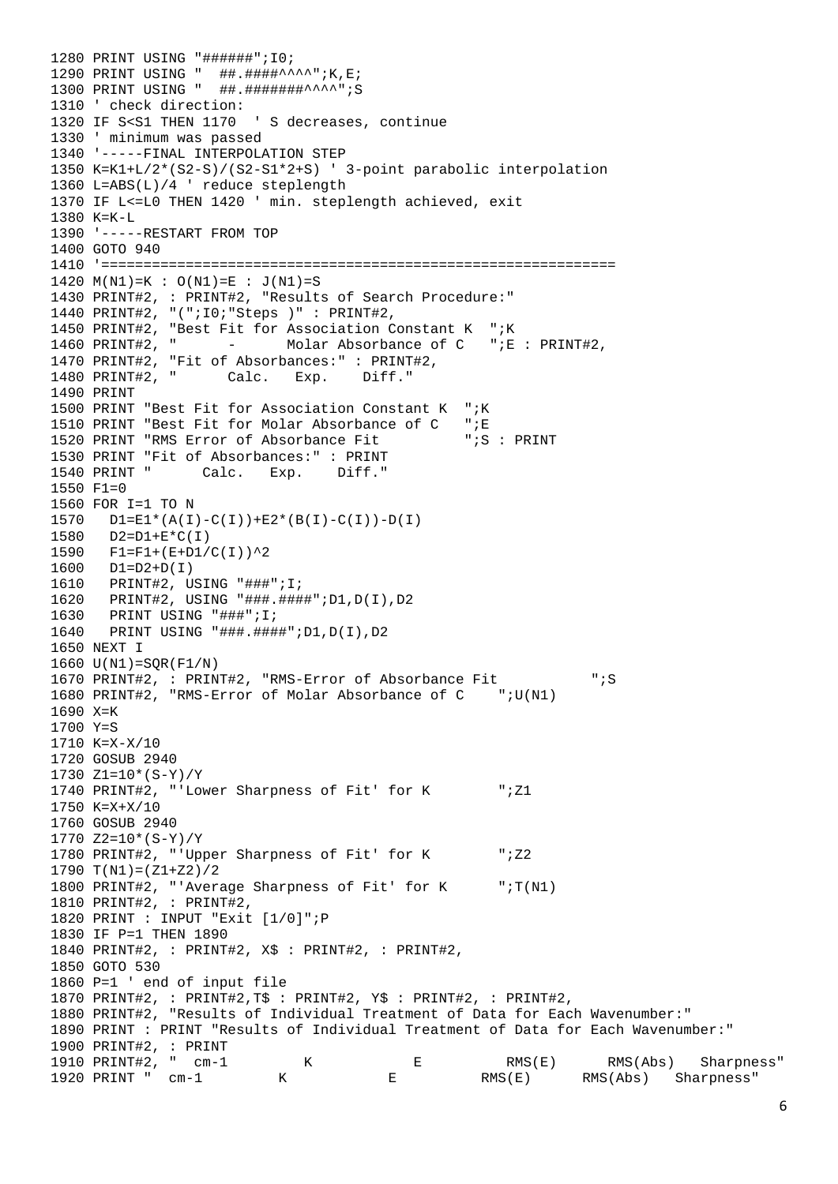```
1280 PRINT USING "######";I0;
1290 PRINT USING "  ##.####^^^^";K,E;
1300 PRINT USING "  ##.#######^^^^";S
1310 ' check direction:
1320 IF S<S1 THEN 1170  ' S decreases, continue
1330 ' minimum was passed
1340 '-----FINAL INTERPOLATION STEP
1350 K=K1+L/2*(S2-S)/(S2-S1*2+S) ' 3-point parabolic interpolation
1360 L=ABS(L)/4 ' reduce steplength
1370 IF L<=L0 THEN 1420 ' min. steplength achieved, exit
1380 K=K-L
1390 '-----RESTART FROM TOP
1400 GOTO 940
1410 '============================================================
1420 M(N1)=K : O(N1)=E : J(N1)=S
1430 PRINT#2, : PRINT#2, "Results of Search Procedure:"
1440 PRINT#2, "(";I0;"Steps )" : PRINT#2,
1450 PRINT#2, "Best Fit for Association Constant K  ";K
1460 PRINT#2, "      -      Molar Absorbance of C   ";E : PRINT#2,
1470 PRINT#2, "Fit of Absorbances:" : PRINT#2,
1480 PRINT#2, "      Calc.   Exp.    Diff."
1490 PRINT
1500 PRINT "Best Fit for Association Constant K  ";K
1510 PRINT "Best Fit for Molar Absorbance of C   ";E
1520 PRINT "RMS Error of Absorbance Fit          ";S : PRINT
1530 PRINT "Fit of Absorbances:" : PRINT
1540 PRINT "      Calc.   Exp.    Diff."
1550 F1=0
1560 FOR I=1 TO N
1570   D1=E1*(A(I)-C(I))+E2*(B(I)-C(I))-D(I)
1580   D2=D1+E*C(I)
1590   F1=F1+(E+D1/C(I))^2
1600   D1=D2+D(I)
1610   PRINT#2, USING "###";I;
1620   PRINT#2, USING "###.####";D1,D(I),D2
1630   PRINT USING "###";I;
1640   PRINT USING "###.####";D1,D(I),D2
1650 NEXT I
1660 U(N1)=SQR(F1/N)
1670 PRINT#2, : PRINT#2, "RMS-Error of Absorbance Fit           ";S
1680 PRINT#2, "RMS-Error of Molar Absorbance of C    ";U(N1)
1690 X=K
1700 Y=S
1710 K=X-X/10
1720 GOSUB 2940
1730 Z1=10*(S-Y)/Y
1740 PRINT#2, "'Lower Sharpness of Fit' for K        ";Z1
1750 K=X+X/10
1760 GOSUB 2940
1770 Z2=10*(S-Y)/Y
1780 PRINT#2, "'Upper Sharpness of Fit' for K        ";Z2
1790 T(N1)=(Z1+Z2)/2
1800 PRINT#2, "'Average Sharpness of Fit' for K      ";T(N1)
1810 PRINT#2, : PRINT#2,
1820 PRINT : INPUT "Exit [1/0]";P
1830 IF P=1 THEN 1890
1840 PRINT#2, : PRINT#2, X$ : PRINT#2, : PRINT#2,
1850 GOTO 530
1860 P=1 ' end of input file
1870 PRINT#2, : PRINT#2,T$ : PRINT#2, Y$ : PRINT#2, : PRINT#2,
1880 PRINT#2, "Results of Individual Treatment of Data for Each Wavenumber:"
1890 PRINT : PRINT "Results of Individual Treatment of Data for Each Wavenumber:"
1900 PRINT#2, : PRINT
1910 PRINT#2, "  cm-1        K           E          RMS(E)      RMS(Abs)   Sharpness"
1920 PRINT "  cm-1        K           E          RMS(E)      RMS(Abs)   Sharpness"
```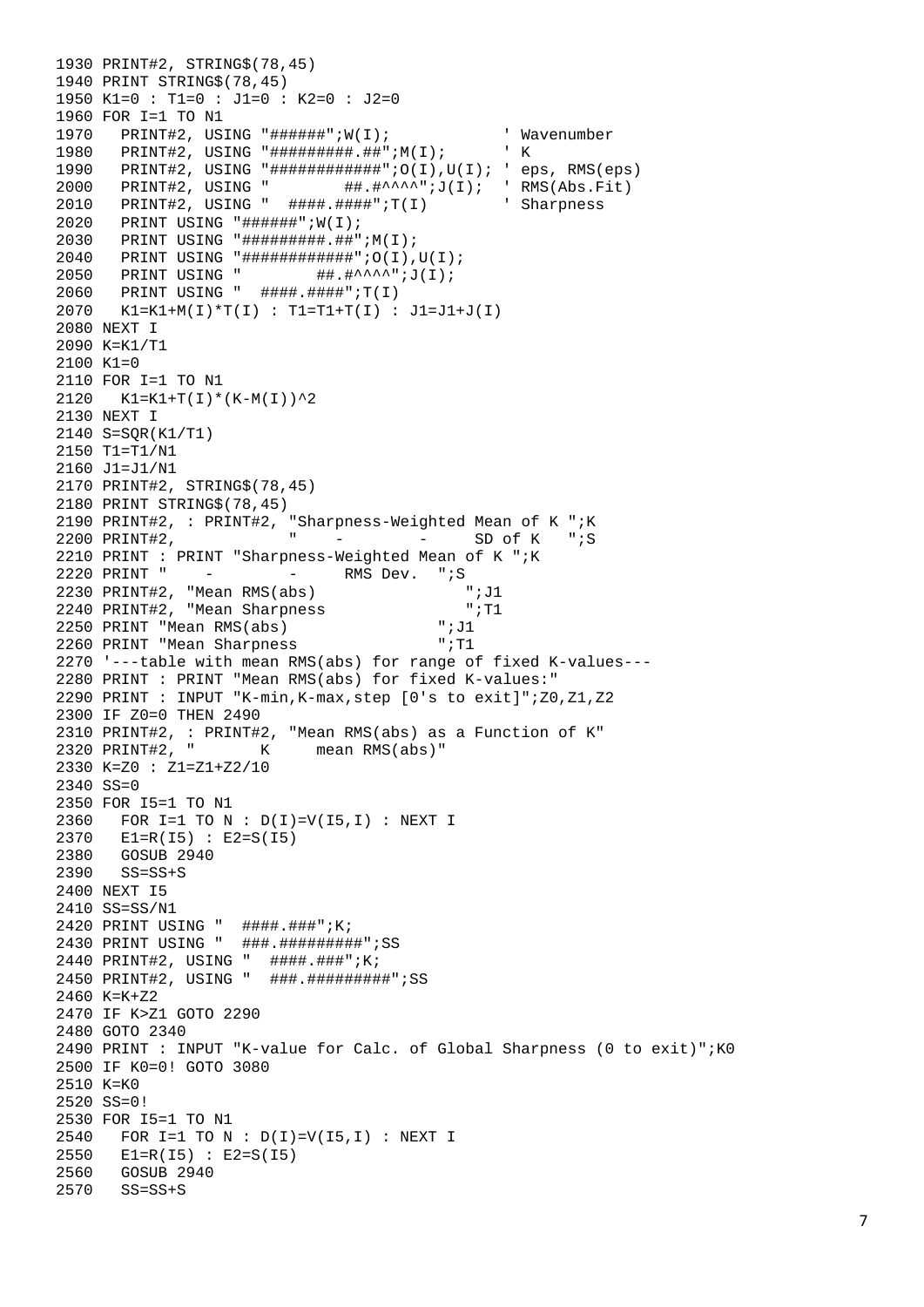```
1930 PRINT#2, STRING$(78,45)
1940 PRINT STRING$(78,45)
1950 K1=0 : T1=0 : J1=0 : K2=0 : J2=0
1960 FOR I=1 TO N1
1970   PRINT#2, USING "######";W(I);            ' Wavenumber
1980   PRINT#2, USING "#########.##";M(I);      ' K
1990   PRINT#2, USING "############";O(I),U(I); ' eps, RMS(eps)
2000   PRINT#2, USING "        ##.#^^^^";J(I);  ' RMS(Abs.Fit)
2010   PRINT#2, USING "  ####.####";T(I)        ' Sharpness
2020   PRINT USING "######";W(I);
2030   PRINT USING "#########.##";M(I);
2040   PRINT USING "############";O(I),U(I);
2050   PRINT USING "        ##.#^^^^";J(I);
2060   PRINT USING "  ####.####";T(I)
2070   K1=K1+M(I)*T(I) : T1=T1+T(I) : J1=J1+J(I)
2080 NEXT I
2090 K=K1/T1
2100 K1=0
2110 FOR I=1 TO N1
2120   K1=K1+T(I)*(K-M(I))^2
2130 NEXT I
2140 S=SQR(K1/T1)
2150 T1=T1/N1
2160 J1=J1/N1
2170 PRINT#2, STRING$(78,45)
2180 PRINT STRING$(78,45)
2190 PRINT#2, : PRINT#2, "Sharpness-Weighted Mean of K ";K
2200 PRINT#2,           "    -         -     SD of K   ";S
2210 PRINT : PRINT "Sharpness-Weighted Mean of K ";K
2220 PRINT "    -         -     RMS Dev.  ";S
2230 PRINT#2, "Mean RMS(abs)                ";J1
2240 PRINT#2, "Mean Sharpness               ";T1
2250 PRINT "Mean RMS(abs)                ";J1
2260 PRINT "Mean Sharpness               ";T1
2270 '---table with mean RMS(abs) for range of fixed K-values---
2280 PRINT : PRINT "Mean RMS(abs) for fixed K-values:"
2290 PRINT : INPUT "K-min,K-max,step [0's to exit]";Z0,Z1,Z2
2300 IF Z0=0 THEN 2490
2310 PRINT#2, : PRINT#2, "Mean RMS(abs) as a Function of K"
2320 PRINT#2, "       K     mean RMS(abs)"
2330 K=Z0 : Z1=Z1+Z2/10
2340 SS=0
2350 FOR I5=1 TO N1
2360   FOR I=1 TO N : D(I)=V(I5,I) : NEXT I
2370   E1=R(I5) : E2=S(I5)
2380   GOSUB 2940
2390   SS=SS+S
2400 NEXT I5
2410 SS=SS/N1
2420 PRINT USING "  ####.###";K;
2430 PRINT USING "  ###.#########";SS
2440 PRINT#2, USING "  ####.###";K;
2450 PRINT#2, USING "  ###.#########";SS
2460 K=K+Z2
2470 IF K>Z1 GOTO 2290
2480 GOTO 2340
2490 PRINT : INPUT "K-value for Calc. of Global Sharpness (0 to exit)";K0
2500 IF K0=0! GOTO 3080
2510 K=K0
2520 SS=0!
2530 FOR I5=1 TO N1
2540   FOR I=1 TO N : D(I)=V(I5,I) : NEXT I
2550   E1=R(I5) : E2=S(I5)
2560   GOSUB 2940
2570   SS=SS+S
```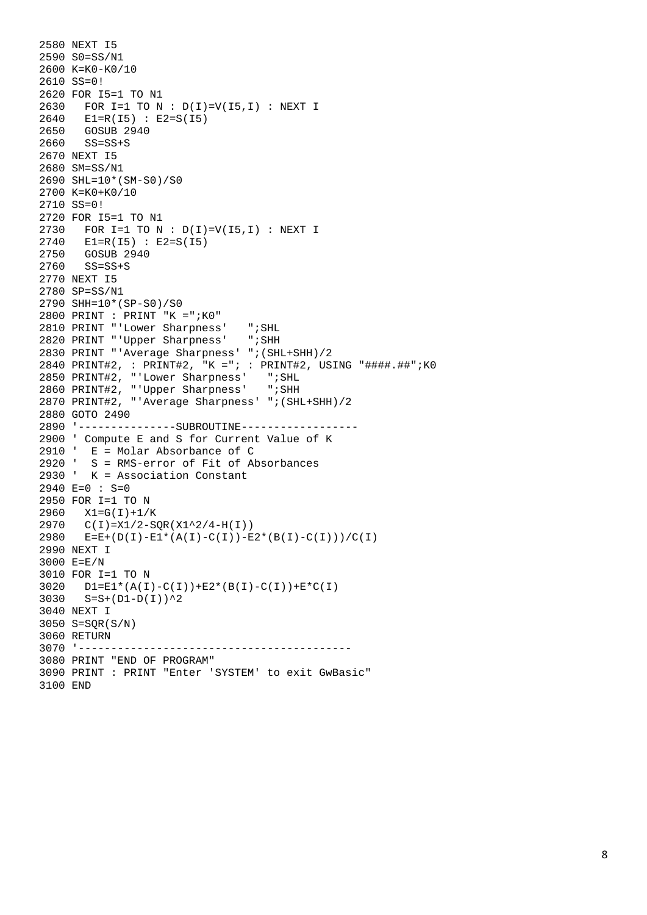```
2580 NEXT I5
2590 S0=SS/N1
2600 K=K0-K0/10
2610 SS=0!
2620 FOR I5=1 TO N1
2630   FOR I=1 TO N : D(I)=V(I5,I) : NEXT I
2640   E1=R(I5) : E2=S(I5)
2650   GOSUB 2940
2660   SS=SS+S
2670 NEXT I5
2680 SM=SS/N1
2690 SHL=10*(SM-S0)/S0
2700 K=K0+K0/10
2710 SS=0!
2720 FOR I5=1 TO N1
2730   FOR I=1 TO N : D(I)=V(I5,I) : NEXT I
2740   E1=R(I5) : E2=S(I5)
2750   GOSUB 2940
2760   SS=SS+S
2770 NEXT I5
2780 SP=SS/N1
2790 SHH=10*(SP-S0)/S0
2800 PRINT : PRINT "K =";K0"
2810 PRINT "'Lower Sharpness'   ";SHL
2820 PRINT "'Upper Sharpness'   ";SHH
2830 PRINT "'Average Sharpness' ";(SHL+SHH)/2
2840 PRINT#2, : PRINT#2, "K ="; : PRINT#2, USING "####.##";K0
2850 PRINT#2, "'Lower Sharpness'   ";SHL
2860 PRINT#2, "'Upper Sharpness'   ";SHH
2870 PRINT#2, "'Average Sharpness' ";(SHL+SHH)/2
2880 GOTO 2490
2890 '---------------SUBROUTINE------------------
2900 ' Compute E and S for Current Value of K
2910 '  E = Molar Absorbance of C
2920 '  S = RMS-error of Fit of Absorbances
2930 '  K = Association Constant
2940 E=0 : S=0
2950 FOR I=1 TO N
2960   X1=G(I)+1/K
2970   C(I)=X1/2-SQR(X1^2/4-H(I))
2980   E=E+(D(I)-E1*(A(I)-C(I))-E2*(B(I)-C(I)))/C(I)
2990 NEXT I
3000 E=E/N
3010 FOR I=1 TO N
3020   D1=E1*(A(I)-C(I))+E2*(B(I)-C(I))+E*C(I)
3030   S=S+(D1-D(I))^2
3040 NEXT I
3050 S=SQR(S/N)
3060 RETURN
3070 '------------------------------------------
3080 PRINT "END OF PROGRAM"
3090 PRINT : PRINT "Enter 'SYSTEM' to exit GwBasic"
3100 END
```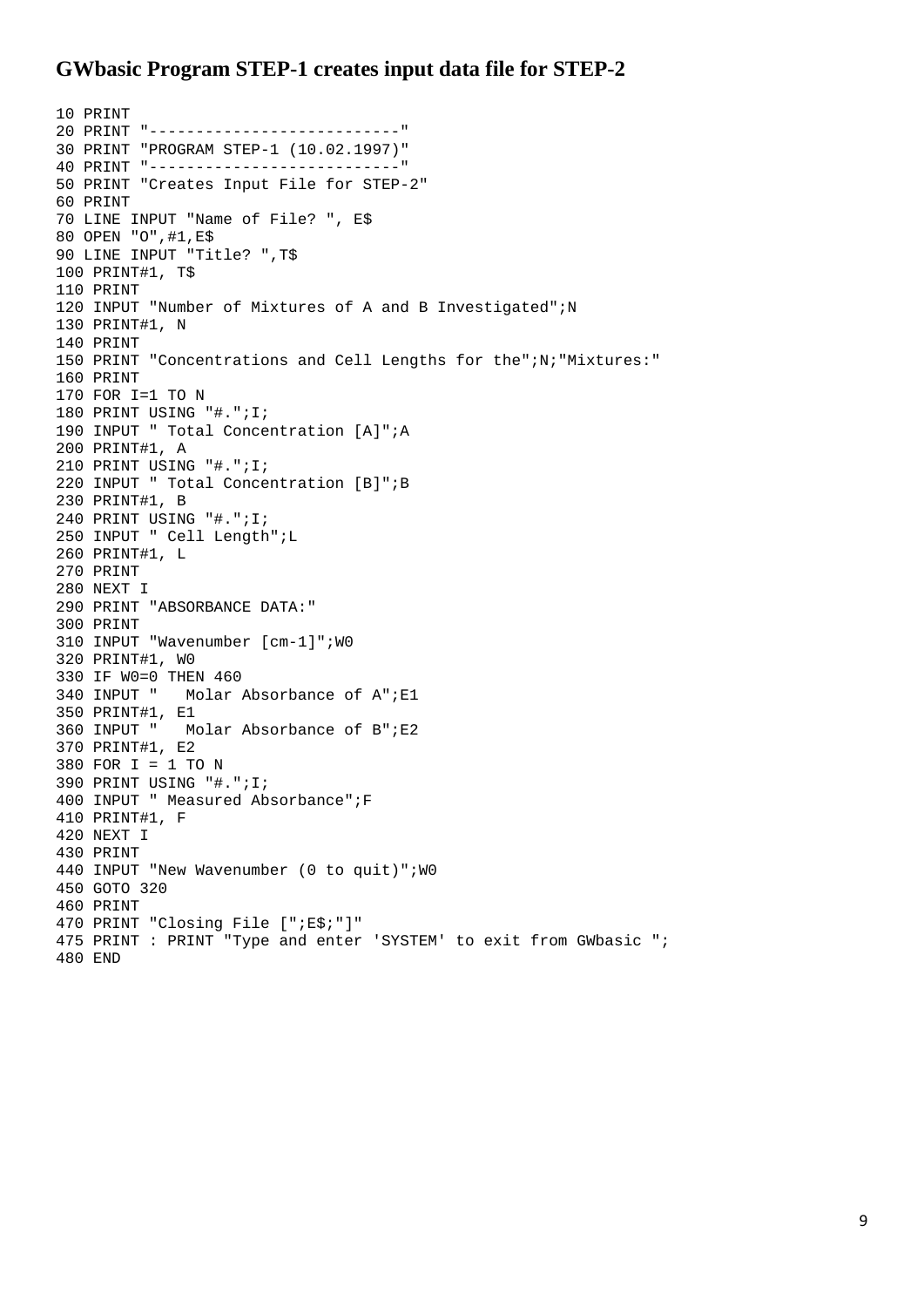## GWbasic Program STEP-1 creates input data file for STEP-2

```
10 PRINT
20 PRINT "---------------------------"
30 PRINT "PROGRAM STEP-1 (10.02.1997)"
40 PRINT "---------------------------"
50 PRINT "Creates Input File for STEP-2"
60 PRINT
70 LINE INPUT "Name of File? ", E$
80 OPEN "O",#1,E$
90 LINE INPUT "Title? ",T$
100 PRINT#1, T$
110 PRINT
120 INPUT "Number of Mixtures of A and B Investigated";N
130 PRINT#1, N
140 PRINT
150 PRINT "Concentrations and Cell Lengths for the";N;"Mixtures:"
160 PRINT
170 FOR I=1 TO N
180 PRINT USING "#.";I;
190 INPUT " Total Concentration [A]";A
200 PRINT#1, A
210 PRINT USING "#.";I;
220 INPUT " Total Concentration [B]";B
230 PRINT#1, B
240 PRINT USING "#.";I;
250 INPUT " Cell Length";L
260 PRINT#1, L
270 PRINT
280 NEXT I
290 PRINT "ABSORBANCE DATA:"
300 PRINT
310 INPUT "Wavenumber [cm-1]";W0
320 PRINT#1, W0
330 IF W0=0 THEN 460
340 INPUT "   Molar Absorbance of A";E1
350 PRINT#1, E1
360 INPUT "   Molar Absorbance of B";E2
370 PRINT#1, E2
380 FOR I = 1 TO N
390 PRINT USING "#.";I;
400 INPUT " Measured Absorbance";F
410 PRINT#1, F
420 NEXT I
430 PRINT
440 INPUT "New Wavenumber (0 to quit)";W0
450 GOTO 320
460 PRINT
470 PRINT "Closing File [";E$;"]"
475 PRINT : PRINT "Type and enter 'SYSTEM' to exit from GWbasic ";
480 END
```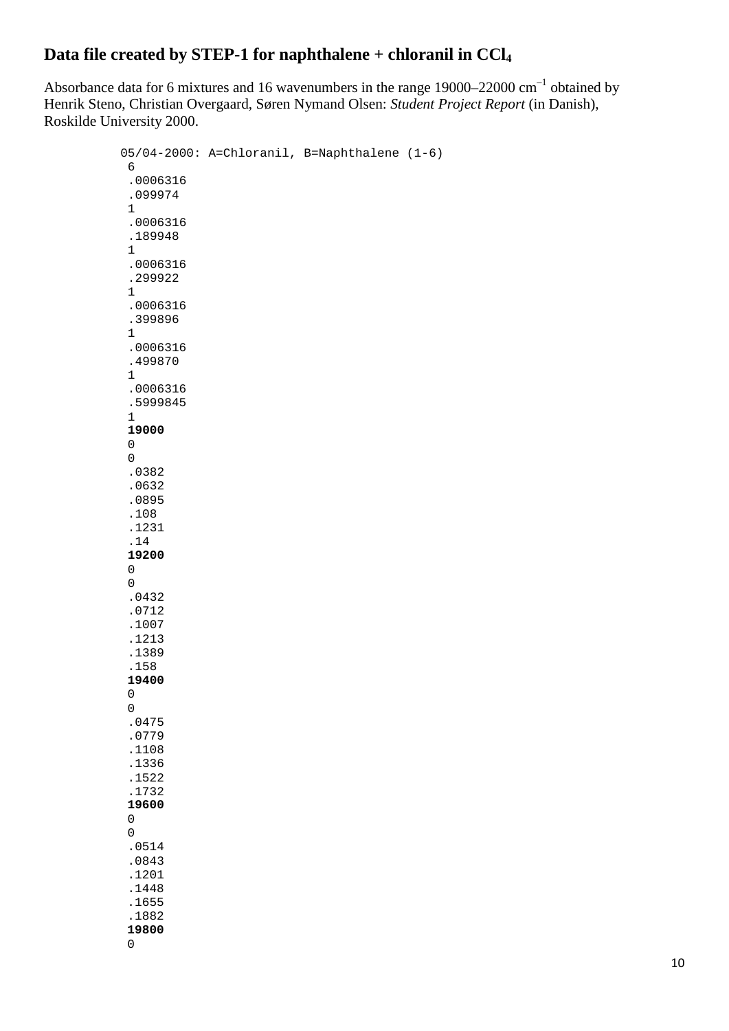## Data file created by STEP-1 for naphthalene + chloranil in $CCl_4$

Absorbance data for 6 mixtures and 16 wavenumbers in the range 19000–22000 $cm^{-1}$ obtained by Henrik Steno, Christian Overgaard, Søren Nymand Olsen: *Student Project Report* (in Danish), Roskilde University 2000.

```
05/04-2000: A=Chloranil, B=Naphthalene (1-6)
 6
 .0006316
 .099974
 1
 .0006316
 .189948
 1
 .0006316
 .299922
 1
 .0006316
 .399896
 1
 .0006316
 .499870
 1
 .0006316
 .5999845
 1
 19000
 0
 0
 .0382
 .0632
 .0895
 .108
 .1231
 .14
 19200
 0
 0
 .0432
 .0712
 .1007
 .1213
 .1389
 .158
 19400
 0
 0
 .0475
 .0779
 .1108
 .1336
 .1522
 .1732
 19600
 0
 0
 .0514
 .0843
 .1201
 .1448
 .1655
 .1882
 19800
 0
```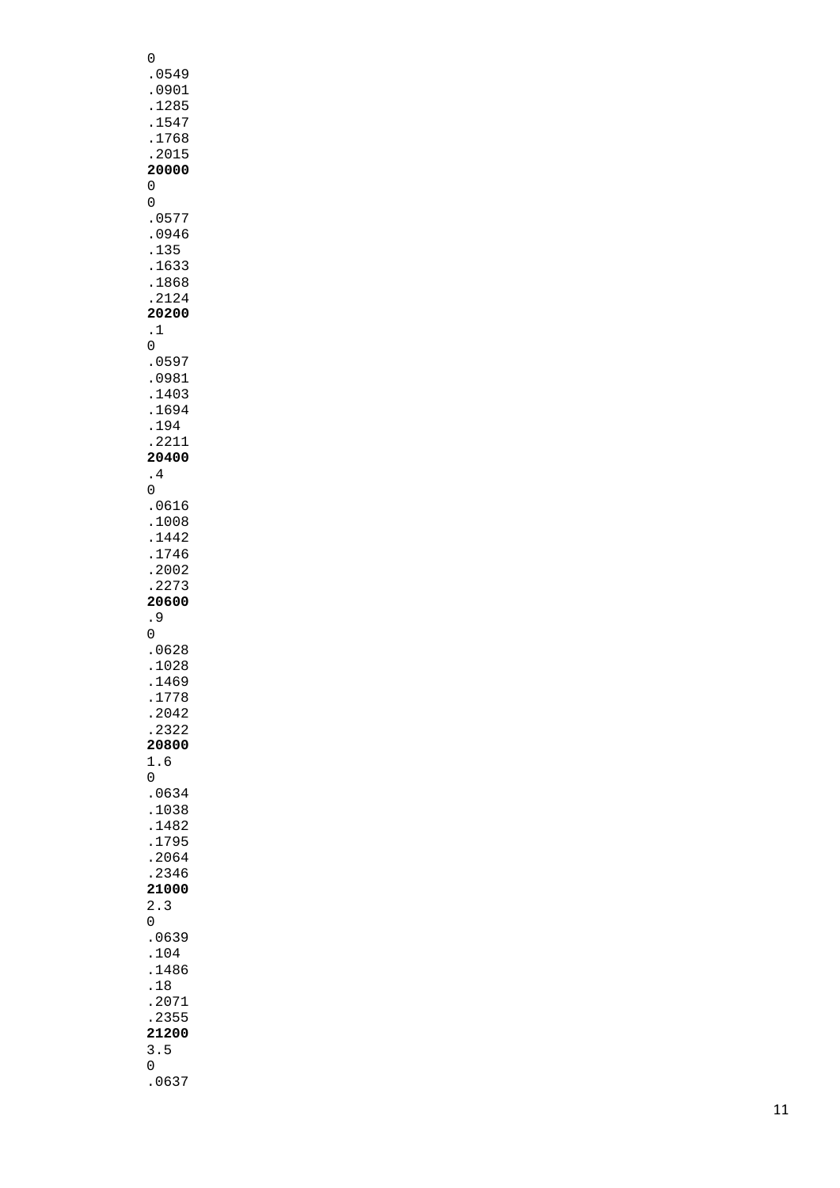0
.0549
.0901
.1285
.1547
.1768
.2015
**20000**
0
0
.0577
.0946
.135
.1633
.1868
.2124
**20200**
.1
0
.0597
.0981
.1403
.1694
.194
.2211
**20400**
.4
0
.0616
.1008
.1442
.1746
.2002
.2273
**20600**
.9
0
.0628
.1028
.1469
.1778
.2042
.2322
**20800**
1.6
0
.0634
.1038
.1482
.1795
.2064
.2346
**21000**
2.3
0
.0639
.104
.1486
.18
.2071
.2355
**21200**
3.5
0
.0637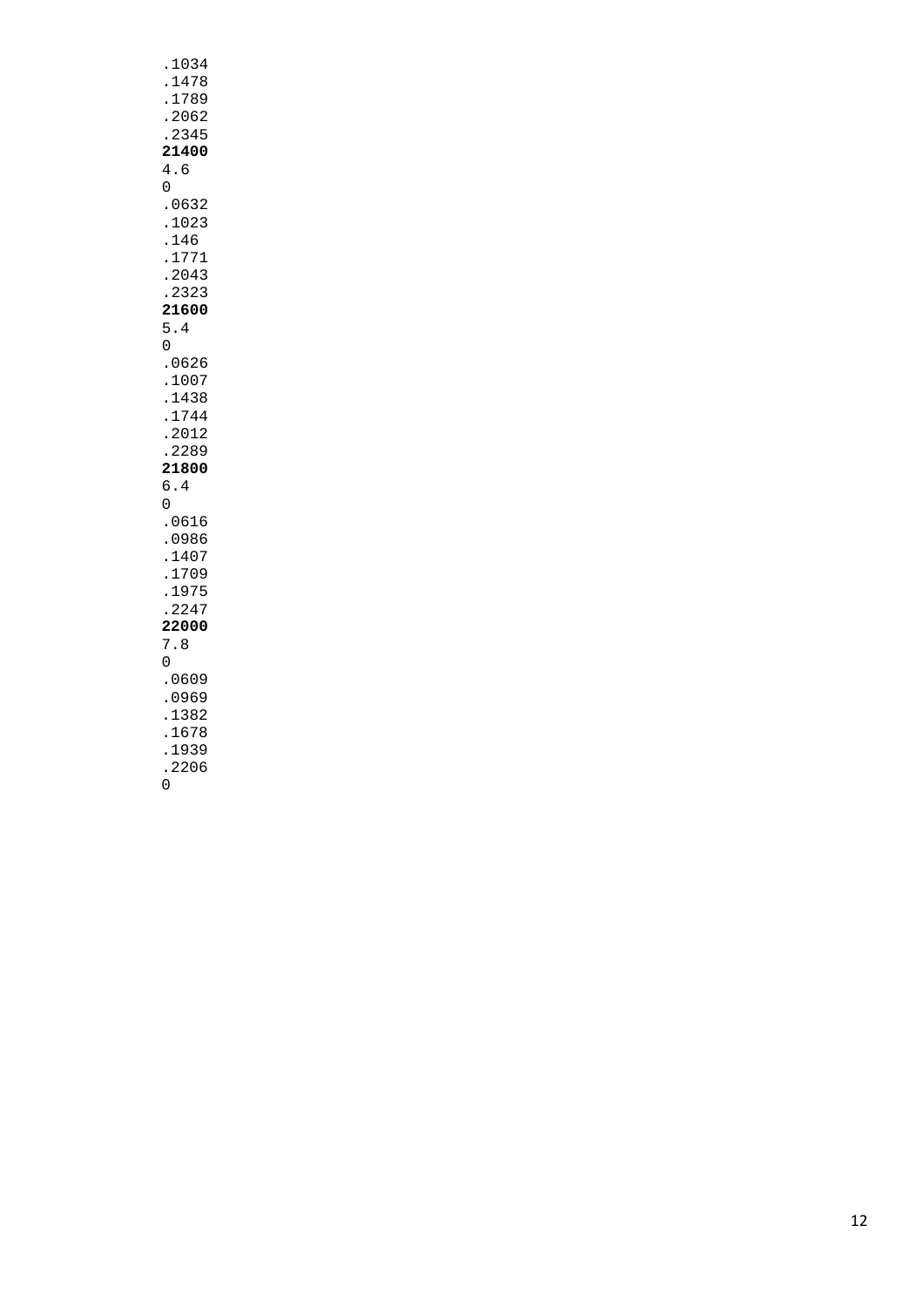```
.1034
.1478
.1789
.2062
.2345
```
**21400**
```
4.6
0
.0632
.1023
.146
.1771
.2043
.2323
```
**21600**
```
5.4
0
.0626
.1007
.1438
.1744
.2012
.2289
```
**21800**
```
6.4
0
.0616
.0986
.1407
.1709
.1975
.2247
```
**22000**
```
7.8
0
.0609
.0969
.1382
.1678
.1939
.2206
0
```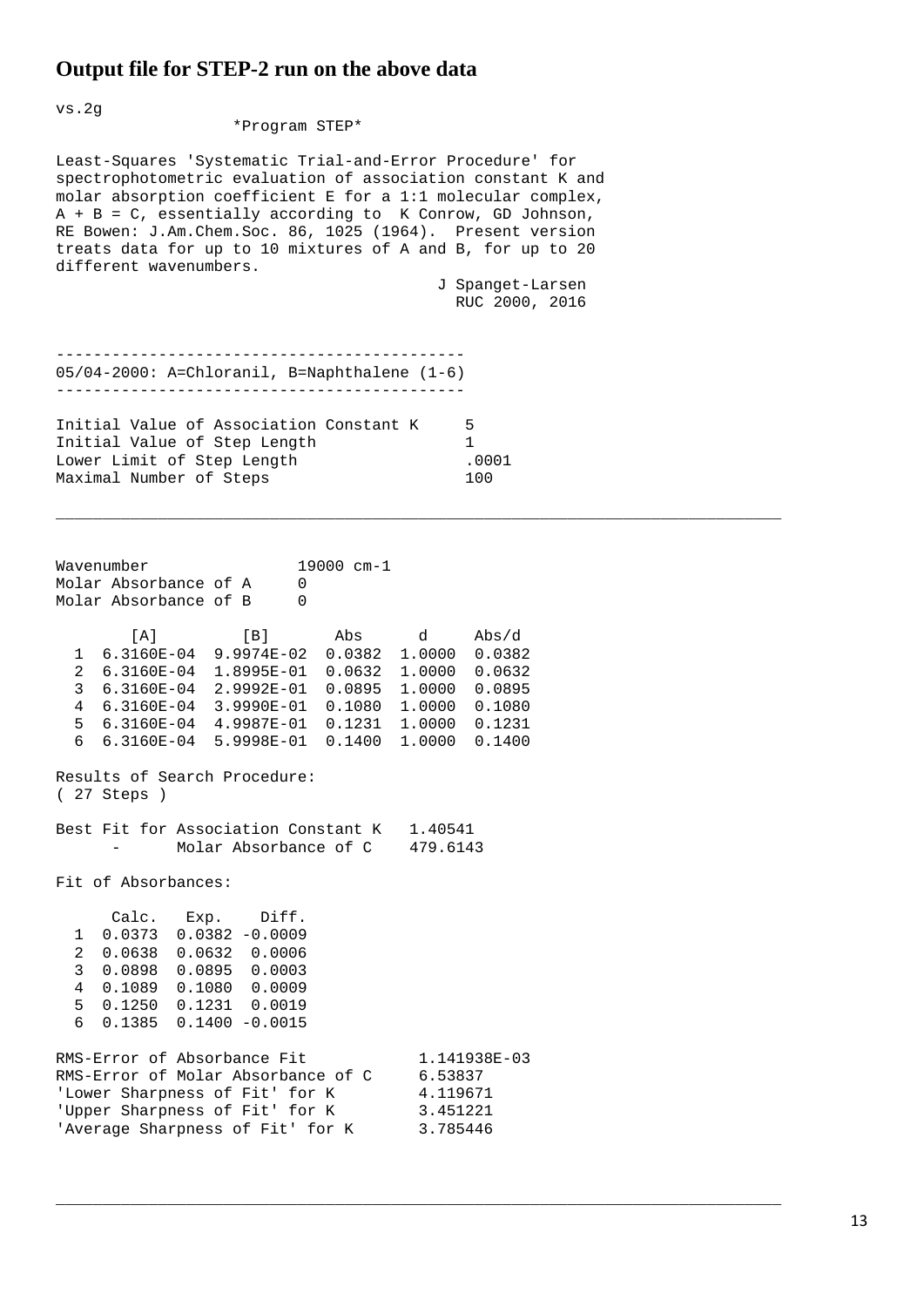## Output file for STEP-2 run on the above data

```
vs.2g
                    *Program STEP*

Least-Squares 'Systematic Trial-and-Error Procedure' for
spectrophotometric evaluation of association constant K and
molar absorption coefficient E for a 1:1 molecular complex,
A + B = C, essentially according to  K Conrow, GD Johnson,
RE Bowen: J.Am.Chem.Soc. 86, 1025 (1964).  Present version
treats data for up to 10 mixtures of A and B, for up to 20
different wavenumbers.
                                          J Spanget-Larsen
                                            RUC 2000, 2016


--------------------------------------------
05/04-2000: A=Chloranil, B=Naphthalene (1-6)
--------------------------------------------

Initial Value of Association Constant K     5
Initial Value of Step Length                1
Lower Limit of Step Length                  .0001
Maximal Number of Steps                     100
______________________________________________________________________________


Wavenumber                19000 cm-1
Molar Absorbance of A     0
Molar Absorbance of B     0

        [A]         [B]       Abs      d      Abs/d
  1  6.3160E-04  9.9974E-02  0.0382  1.0000  0.0382
  2  6.3160E-04  1.8995E-01  0.0632  1.0000  0.0632
  3  6.3160E-04  2.9992E-01  0.0895  1.0000  0.0895
  4  6.3160E-04  3.9990E-01  0.1080  1.0000  0.1080
  5  6.3160E-04  4.9987E-01  0.1231  1.0000  0.1231
  6  6.3160E-04  5.9998E-01  0.1400  1.0000  0.1400

Results of Search Procedure:
( 27 Steps )

Best Fit for Association Constant K   1.40541
      -      Molar Absorbance of C    479.6143

Fit of Absorbances:

      Calc.   Exp.    Diff.
  1  0.0373  0.0382 -0.0009
  2  0.0638  0.0632  0.0006
  3  0.0898  0.0895  0.0003
  4  0.1089  0.1080  0.0009
  5  0.1250  0.1231  0.0019
  6  0.1385  0.1400 -0.0015

RMS-Error of Absorbance Fit           1.141938E-03
RMS-Error of Molar Absorbance of C    6.53837
'Lower Sharpness of Fit' for K        4.119671
'Upper Sharpness of Fit' for K        3.451221
'Average Sharpness of Fit' for K      3.785446

______________________________________________________________________________
```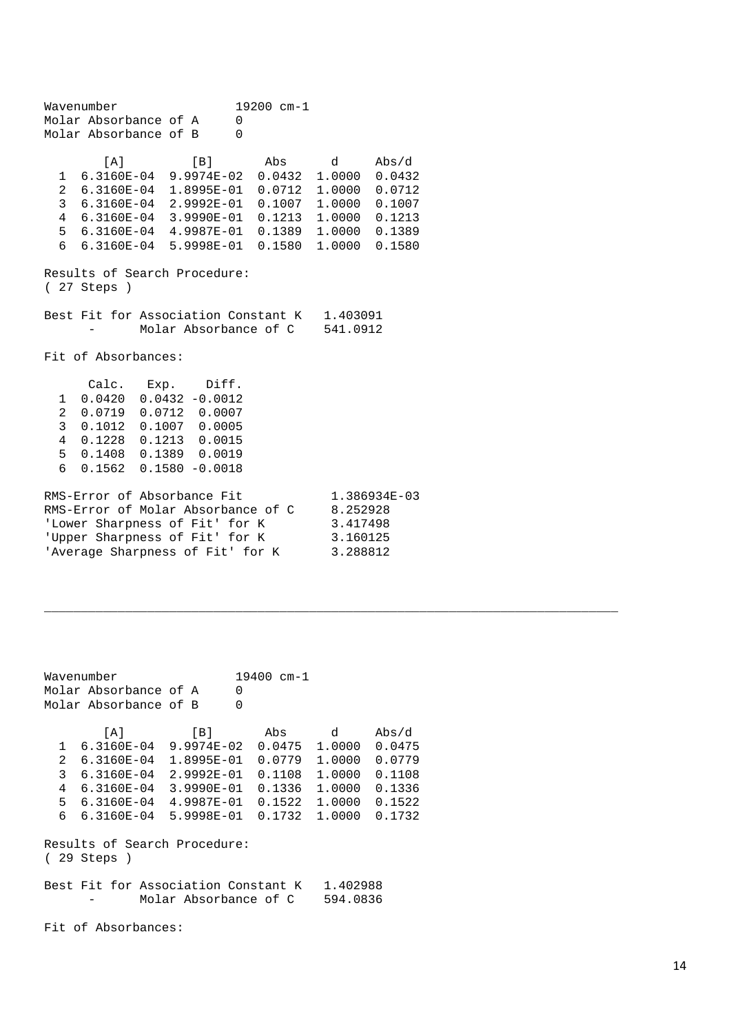Wavenumber 19200 cm-1
Molar Absorbance of A 0
Molar Absorbance of B 0

| | [A] | [B] | Abs | d | Abs/d |
|---|---|---|---|---|---|
| 1 | 6.3160E-04 | 9.9974E-02 | 0.0432 | 1.0000 | 0.0432 |
| 2 | 6.3160E-04 | 1.8995E-01 | 0.0712 | 1.0000 | 0.0712 |
| 3 | 6.3160E-04 | 2.9992E-01 | 0.1007 | 1.0000 | 0.1007 |
| 4 | 6.3160E-04 | 3.9990E-01 | 0.1213 | 1.0000 | 0.1213 |
| 5 | 6.3160E-04 | 4.9987E-01 | 0.1389 | 1.0000 | 0.1389 |
| 6 | 6.3160E-04 | 5.9998E-01 | 0.1580 | 1.0000 | 0.1580 |

Results of Search Procedure:
( 27 Steps )

Best Fit for Association Constant K 1.403091
- Molar Absorbance of C 541.0912

Fit of Absorbances:

| | Calc. | Exp. | Diff. |
|---|---|---|---|
| 1 | 0.0420 | 0.0432 | -0.0012 |
| 2 | 0.0719 | 0.0712 | 0.0007 |
| 3 | 0.1012 | 0.1007 | 0.0005 |
| 4 | 0.1228 | 0.1213 | 0.0015 |
| 5 | 0.1408 | 0.1389 | 0.0019 |
| 6 | 0.1562 | 0.1580 | -0.0018 |

RMS-Error of Absorbance Fit 1.386934E-03
RMS-Error of Molar Absorbance of C 8.252928
'Lower Sharpness of Fit' for K 3.417498
'Upper Sharpness of Fit' for K 3.160125
'Average Sharpness of Fit' for K 3.288812

---

Wavenumber 19400 cm-1
Molar Absorbance of A 0
Molar Absorbance of B 0

| | [A] | [B] | Abs | d | Abs/d |
|---|---|---|---|---|---|
| 1 | 6.3160E-04 | 9.9974E-02 | 0.0475 | 1.0000 | 0.0475 |
| 2 | 6.3160E-04 | 1.8995E-01 | 0.0779 | 1.0000 | 0.0779 |
| 3 | 6.3160E-04 | 2.9992E-01 | 0.1108 | 1.0000 | 0.1108 |
| 4 | 6.3160E-04 | 3.9990E-01 | 0.1336 | 1.0000 | 0.1336 |
| 5 | 6.3160E-04 | 4.9987E-01 | 0.1522 | 1.0000 | 0.1522 |
| 6 | 6.3160E-04 | 5.9998E-01 | 0.1732 | 1.0000 | 0.1732 |

Results of Search Procedure:
( 29 Steps )

Best Fit for Association Constant K 1.402988
- Molar Absorbance of C 594.0836

Fit of Absorbances: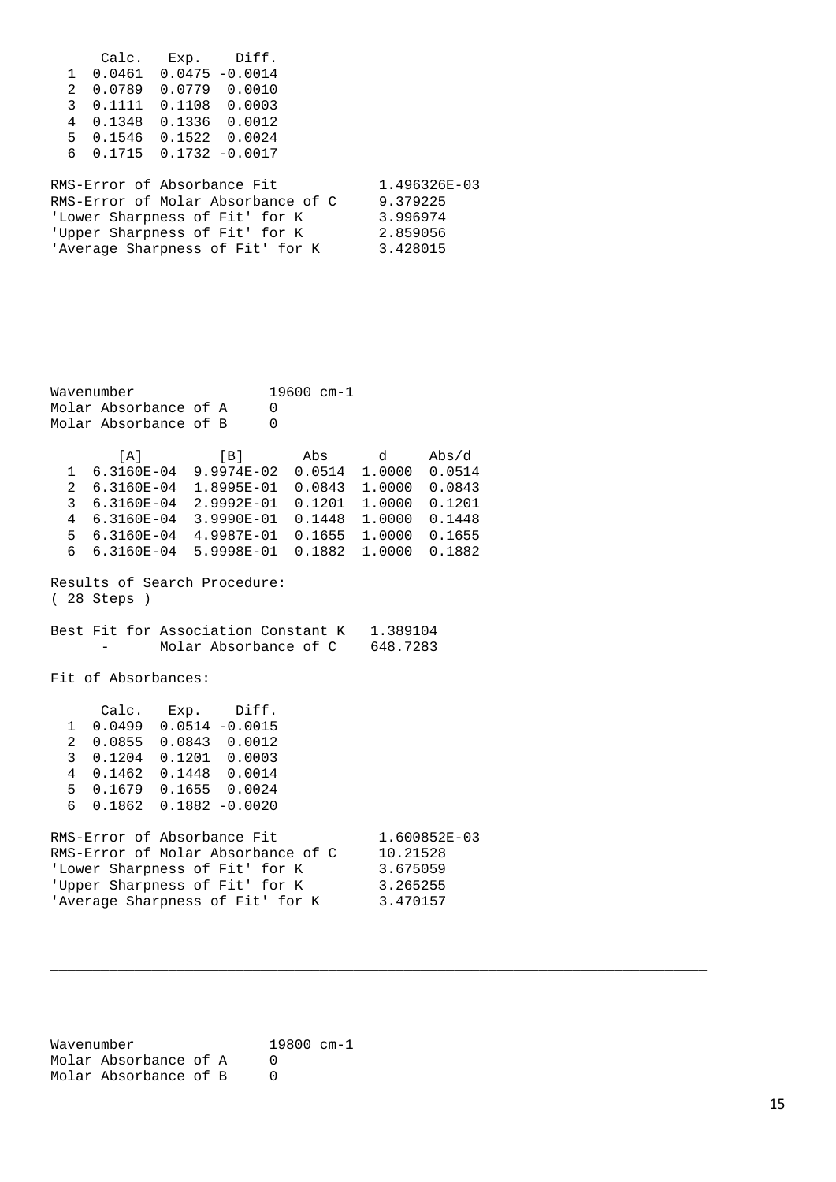| | Calc. | Exp. | Diff. |
|---|---|---|---|
| 1 | 0.0461 | 0.0475 | -0.0014 |
| 2 | 0.0789 | 0.0779 | 0.0010 |
| 3 | 0.1111 | 0.1108 | 0.0003 |
| 4 | 0.1348 | 0.1336 | 0.0012 |
| 5 | 0.1546 | 0.1522 | 0.0024 |
| 6 | 0.1715 | 0.1732 | -0.0017 |

```
RMS-Error of Absorbance Fit              1.496326E-03
RMS-Error of Molar Absorbance of C       9.379225
'Lower Sharpness of Fit' for K           3.996974
'Upper Sharpness of Fit' for K           2.859056
'Average Sharpness of Fit' for K         3.428015
```

---

```
Wavenumber                  19600 cm-1
Molar Absorbance of A       0
Molar Absorbance of B       0
```

| | [A] | [B] | Abs | d | Abs/d |
|---|---|---|---|---|---|
| 1 | 6.3160E-04 | 9.9974E-02 | 0.0514 | 1.0000 | 0.0514 |
| 2 | 6.3160E-04 | 1.8995E-01 | 0.0843 | 1.0000 | 0.0843 |
| 3 | 6.3160E-04 | 2.9992E-01 | 0.1201 | 1.0000 | 0.1201 |
| 4 | 6.3160E-04 | 3.9990E-01 | 0.1448 | 1.0000 | 0.1448 |
| 5 | 6.3160E-04 | 4.9987E-01 | 0.1655 | 1.0000 | 0.1655 |
| 6 | 6.3160E-04 | 5.9998E-01 | 0.1882 | 1.0000 | 0.1882 |

Results of Search Procedure:
( 28 Steps )

```
Best Fit for Association Constant K   1.389104
     -       Molar Absorbance of C    648.7283
```

Fit of Absorbances:

| | Calc. | Exp. | Diff. |
|---|---|---|---|
| 1 | 0.0499 | 0.0514 | -0.0015 |
| 2 | 0.0855 | 0.0843 | 0.0012 |
| 3 | 0.1204 | 0.1201 | 0.0003 |
| 4 | 0.1462 | 0.1448 | 0.0014 |
| 5 | 0.1679 | 0.1655 | 0.0024 |
| 6 | 0.1862 | 0.1882 | -0.0020 |

```
RMS-Error of Absorbance Fit              1.600852E-03
RMS-Error of Molar Absorbance of C       10.21528
'Lower Sharpness of Fit' for K           3.675059
'Upper Sharpness of Fit' for K           3.265255
'Average Sharpness of Fit' for K         3.470157
```

---

```
Wavenumber                  19800 cm-1
Molar Absorbance of A       0
Molar Absorbance of B       0
```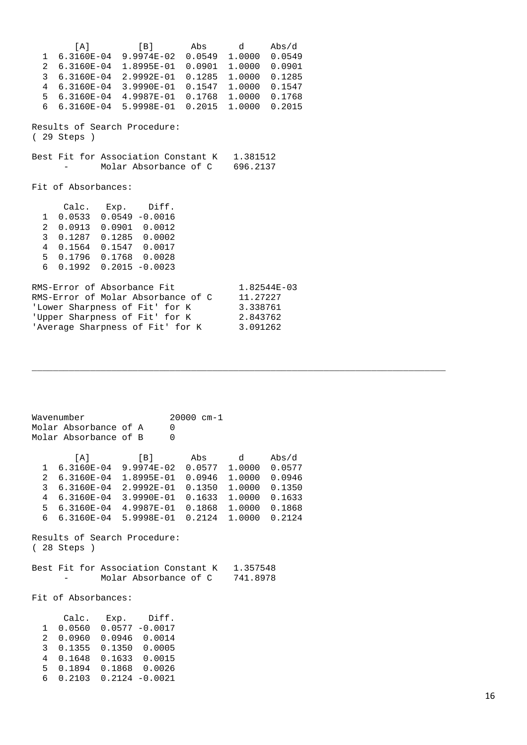| | [A] | [B] | Abs | d | Abs/d |
|---|---|---|---|---|---|
| 1 | 6.3160E-04 | 9.9974E-02 | 0.0549 | 1.0000 | 0.0549 |
| 2 | 6.3160E-04 | 1.8995E-01 | 0.0901 | 1.0000 | 0.0901 |
| 3 | 6.3160E-04 | 2.9992E-01 | 0.1285 | 1.0000 | 0.1285 |
| 4 | 6.3160E-04 | 3.9990E-01 | 0.1547 | 1.0000 | 0.1547 |
| 5 | 6.3160E-04 | 4.9987E-01 | 0.1768 | 1.0000 | 0.1768 |
| 6 | 6.3160E-04 | 5.9998E-01 | 0.2015 | 1.0000 | 0.2015 |

Results of Search Procedure:
( 29 Steps )

Best Fit for Association Constant K   1.381512
- Molar Absorbance of C   696.2137

Fit of Absorbances:

| | Calc. | Exp. | Diff. |
|---|---|---|---|
| 1 | 0.0533 | 0.0549 | -0.0016 |
| 2 | 0.0913 | 0.0901 | 0.0012 |
| 3 | 0.1287 | 0.1285 | 0.0002 |
| 4 | 0.1564 | 0.1547 | 0.0017 |
| 5 | 0.1796 | 0.1768 | 0.0028 |
| 6 | 0.1992 | 0.2015 | -0.0023 |

RMS-Error of Absorbance Fit   1.82544E-03
RMS-Error of Molar Absorbance of C   11.27227
'Lower Sharpness of Fit' for K   3.338761
'Upper Sharpness of Fit' for K   2.843762
'Average Sharpness of Fit' for K   3.091262

---

Wavenumber   20000 cm-1
Molar Absorbance of A   0
Molar Absorbance of B   0

| | [A] | [B] | Abs | d | Abs/d |
|---|---|---|---|---|---|
| 1 | 6.3160E-04 | 9.9974E-02 | 0.0577 | 1.0000 | 0.0577 |
| 2 | 6.3160E-04 | 1.8995E-01 | 0.0946 | 1.0000 | 0.0946 |
| 3 | 6.3160E-04 | 2.9992E-01 | 0.1350 | 1.0000 | 0.1350 |
| 4 | 6.3160E-04 | 3.9990E-01 | 0.1633 | 1.0000 | 0.1633 |
| 5 | 6.3160E-04 | 4.9987E-01 | 0.1868 | 1.0000 | 0.1868 |
| 6 | 6.3160E-04 | 5.9998E-01 | 0.2124 | 1.0000 | 0.2124 |

Results of Search Procedure:
( 28 Steps )

Best Fit for Association Constant K   1.357548
- Molar Absorbance of C   741.8978

Fit of Absorbances:

| | Calc. | Exp. | Diff. |
|---|---|---|---|
| 1 | 0.0560 | 0.0577 | -0.0017 |
| 2 | 0.0960 | 0.0946 | 0.0014 |
| 3 | 0.1355 | 0.1350 | 0.0005 |
| 4 | 0.1648 | 0.1633 | 0.0015 |
| 5 | 0.1894 | 0.1868 | 0.0026 |
| 6 | 0.2103 | 0.2124 | -0.0021 |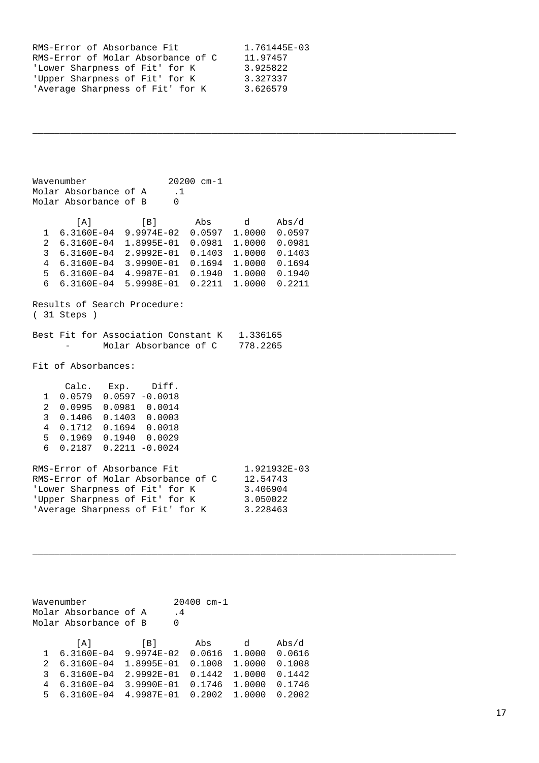```
RMS-Error of Absorbance Fit            1.761445E-03
RMS-Error of Molar Absorbance of C     11.97457
'Lower Sharpness of Fit' for K         3.925822
'Upper Sharpness of Fit' for K         3.327337
'Average Sharpness of Fit' for K       3.626579
```

---

```
Wavenumber                20200 cm-1
Molar Absorbance of A     .1
Molar Absorbance of B     0

        [A]         [B]        Abs      d      Abs/d
  1  6.3160E-04  9.9974E-02  0.0597  1.0000  0.0597
  2  6.3160E-04  1.8995E-01  0.0981  1.0000  0.0981
  3  6.3160E-04  2.9992E-01  0.1403  1.0000  0.1403
  4  6.3160E-04  3.9990E-01  0.1694  1.0000  0.1694
  5  6.3160E-04  4.9987E-01  0.1940  1.0000  0.1940
  6  6.3160E-04  5.9998E-01  0.2211  1.0000  0.2211

Results of Search Procedure:
( 31 Steps )

Best Fit for Association Constant K   1.336165
      -       Molar Absorbance of C    778.2265

Fit of Absorbances:

      Calc.   Exp.    Diff.
  1  0.0579  0.0597 -0.0018
  2  0.0995  0.0981  0.0014
  3  0.1406  0.1403  0.0003
  4  0.1712  0.1694  0.0018
  5  0.1969  0.1940  0.0029
  6  0.2187  0.2211 -0.0024

RMS-Error of Absorbance Fit            1.921932E-03
RMS-Error of Molar Absorbance of C     12.54743
'Lower Sharpness of Fit' for K         3.406904
'Upper Sharpness of Fit' for K         3.050022
'Average Sharpness of Fit' for K       3.228463
```

---

```
Wavenumber                20400 cm-1
Molar Absorbance of A     .4
Molar Absorbance of B     0

        [A]         [B]        Abs      d      Abs/d
  1  6.3160E-04  9.9974E-02  0.0616  1.0000  0.0616
  2  6.3160E-04  1.8995E-01  0.1008  1.0000  0.1008
  3  6.3160E-04  2.9992E-01  0.1442  1.0000  0.1442
  4  6.3160E-04  3.9990E-01  0.1746  1.0000  0.1746
  5  6.3160E-04  4.9987E-01  0.2002  1.0000  0.2002
```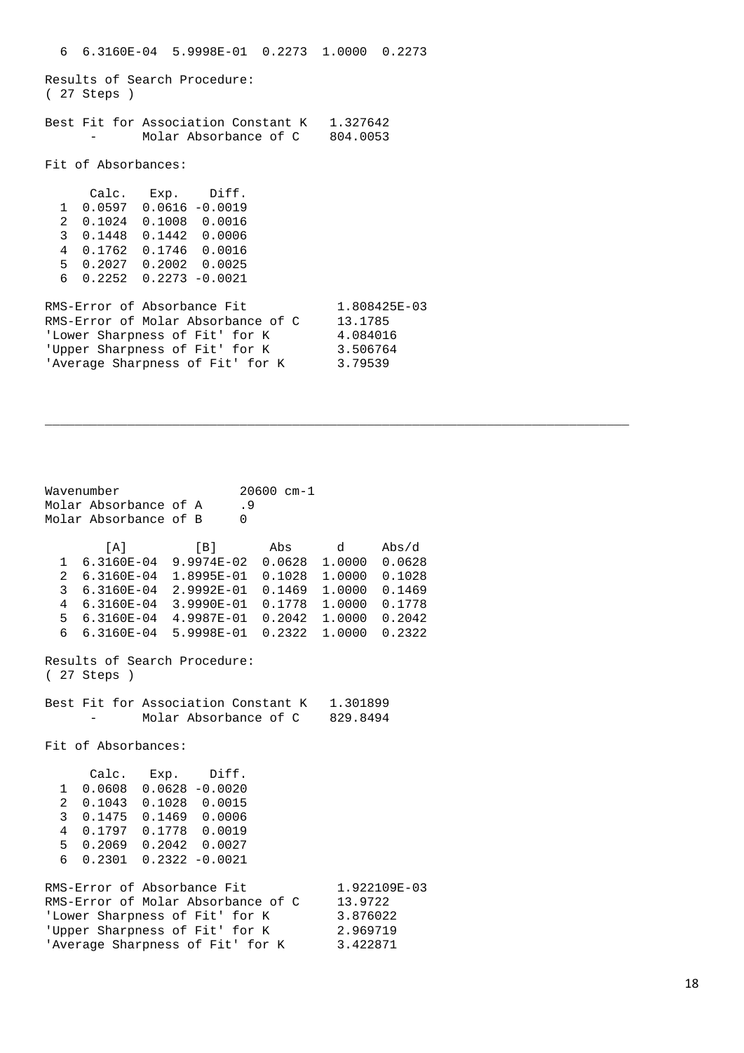```
  6  6.3160E-04  5.9998E-01  0.2273  1.0000  0.2273

Results of Search Procedure:
( 27 Steps )

Best Fit for Association Constant K   1.327642
      -       Molar Absorbance of C    804.0053

Fit of Absorbances:

      Calc.   Exp.    Diff.
  1  0.0597  0.0616 -0.0019
  2  0.1024  0.1008  0.0016
  3  0.1448  0.1442  0.0006
  4  0.1762  0.1746  0.0016
  5  0.2027  0.2002  0.0025
  6  0.2252  0.2273 -0.0021

RMS-Error of Absorbance Fit            1.808425E-03
RMS-Error of Molar Absorbance of C     13.1785
'Lower Sharpness of Fit' for K         4.084016
'Upper Sharpness of Fit' for K         3.506764
'Average Sharpness of Fit' for K       3.79539
```

---

```
Wavenumber                 20600 cm-1
Molar Absorbance of A     .9
Molar Absorbance of B      0

        [A]         [B]       Abs      d      Abs/d
  1  6.3160E-04  9.9974E-02  0.0628  1.0000  0.0628
  2  6.3160E-04  1.8995E-01  0.1028  1.0000  0.1028
  3  6.3160E-04  2.9992E-01  0.1469  1.0000  0.1469
  4  6.3160E-04  3.9990E-01  0.1778  1.0000  0.1778
  5  6.3160E-04  4.9987E-01  0.2042  1.0000  0.2042
  6  6.3160E-04  5.9998E-01  0.2322  1.0000  0.2322

Results of Search Procedure:
( 27 Steps )

Best Fit for Association Constant K   1.301899
      -       Molar Absorbance of C    829.8494

Fit of Absorbances:

      Calc.   Exp.    Diff.
  1  0.0608  0.0628 -0.0020
  2  0.1043  0.1028  0.0015
  3  0.1475  0.1469  0.0006
  4  0.1797  0.1778  0.0019
  5  0.2069  0.2042  0.0027
  6  0.2301  0.2322 -0.0021

RMS-Error of Absorbance Fit            1.922109E-03
RMS-Error of Molar Absorbance of C     13.9722
'Lower Sharpness of Fit' for K         3.876022
'Upper Sharpness of Fit' for K         2.969719
'Average Sharpness of Fit' for K       3.422871
```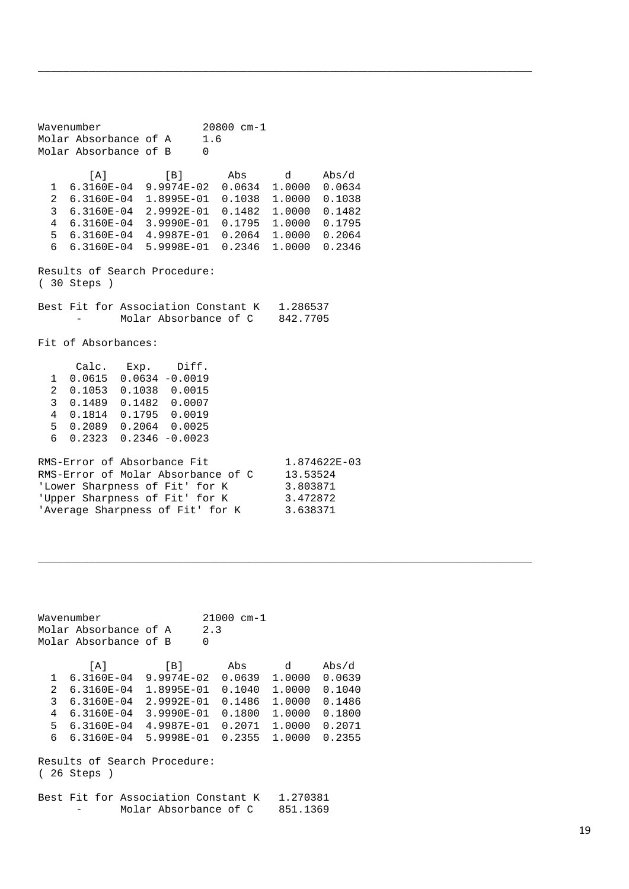---

Wavenumber 20800 cm-1
Molar Absorbance of A 1.6
Molar Absorbance of B 0

| | [A] | [B] | Abs | d | Abs/d |
|---|---|---|---|---|---|
| 1 | 6.3160E-04 | 9.9974E-02 | 0.0634 | 1.0000 | 0.0634 |
| 2 | 6.3160E-04 | 1.8995E-01 | 0.1038 | 1.0000 | 0.1038 |
| 3 | 6.3160E-04 | 2.9992E-01 | 0.1482 | 1.0000 | 0.1482 |
| 4 | 6.3160E-04 | 3.9990E-01 | 0.1795 | 1.0000 | 0.1795 |
| 5 | 6.3160E-04 | 4.9987E-01 | 0.2064 | 1.0000 | 0.2064 |
| 6 | 6.3160E-04 | 5.9998E-01 | 0.2346 | 1.0000 | 0.2346 |

Results of Search Procedure:
( 30 Steps )

Best Fit for Association Constant K 1.286537
- Molar Absorbance of C 842.7705

Fit of Absorbances:

| | Calc. | Exp. | Diff. |
|---|---|---|---|
| 1 | 0.0615 | 0.0634 | -0.0019 |
| 2 | 0.1053 | 0.1038 | 0.0015 |
| 3 | 0.1489 | 0.1482 | 0.0007 |
| 4 | 0.1814 | 0.1795 | 0.0019 |
| 5 | 0.2089 | 0.2064 | 0.0025 |
| 6 | 0.2323 | 0.2346 | -0.0023 |

RMS-Error of Absorbance Fit 1.874622E-03
RMS-Error of Molar Absorbance of C 13.53524
'Lower Sharpness of Fit' for K 3.803871
'Upper Sharpness of Fit' for K 3.472872
'Average Sharpness of Fit' for K 3.638371

---

Wavenumber 21000 cm-1
Molar Absorbance of A 2.3
Molar Absorbance of B 0

| | [A] | [B] | Abs | d | Abs/d |
|---|---|---|---|---|---|
| 1 | 6.3160E-04 | 9.9974E-02 | 0.0639 | 1.0000 | 0.0639 |
| 2 | 6.3160E-04 | 1.8995E-01 | 0.1040 | 1.0000 | 0.1040 |
| 3 | 6.3160E-04 | 2.9992E-01 | 0.1486 | 1.0000 | 0.1486 |
| 4 | 6.3160E-04 | 3.9990E-01 | 0.1800 | 1.0000 | 0.1800 |
| 5 | 6.3160E-04 | 4.9987E-01 | 0.2071 | 1.0000 | 0.2071 |
| 6 | 6.3160E-04 | 5.9998E-01 | 0.2355 | 1.0000 | 0.2355 |

Results of Search Procedure:
( 26 Steps )

Best Fit for Association Constant K 1.270381
- Molar Absorbance of C 851.1369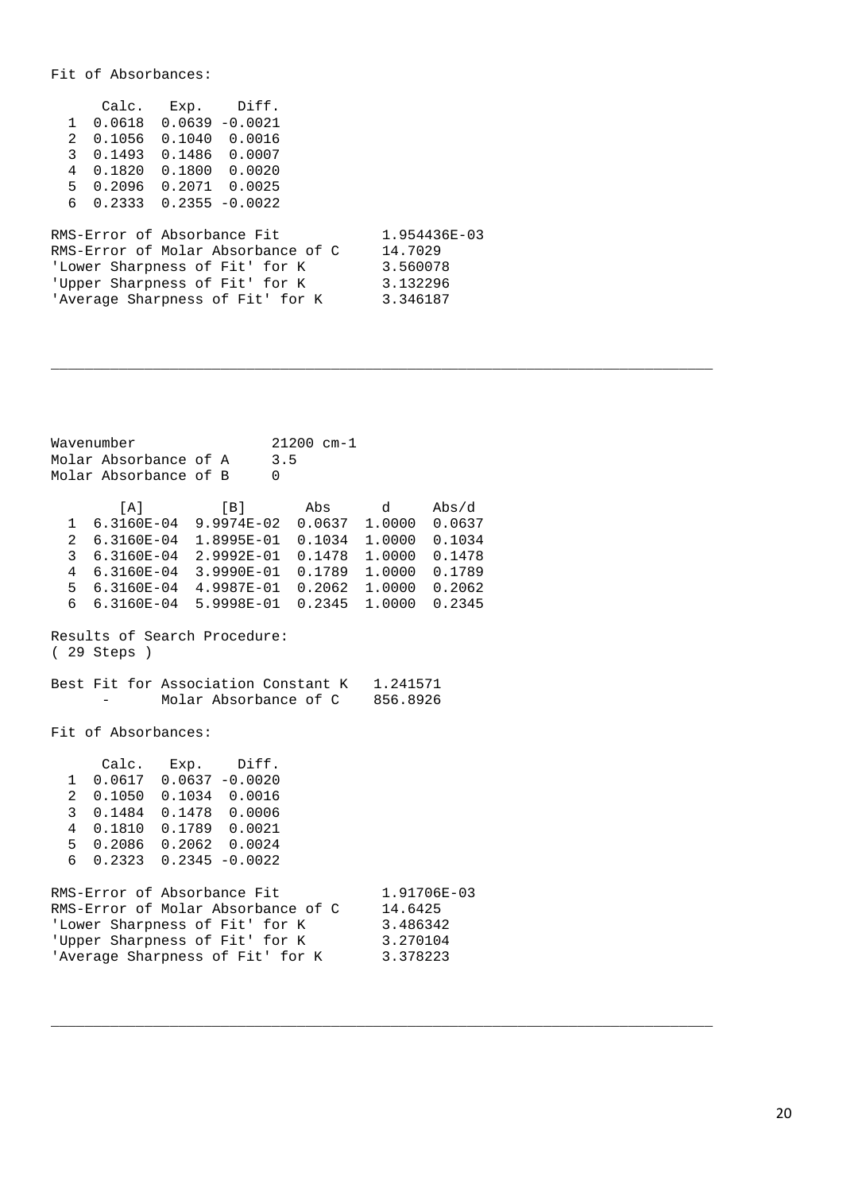Fit of Absorbances:

|  | Calc. | Exp. | Diff. |
|---|---|---|---|
| 1 | 0.0618 | 0.0639 | -0.0021 |
| 2 | 0.1056 | 0.1040 | 0.0016 |
| 3 | 0.1493 | 0.1486 | 0.0007 |
| 4 | 0.1820 | 0.1800 | 0.0020 |
| 5 | 0.2096 | 0.2071 | 0.0025 |
| 6 | 0.2333 | 0.2355 | -0.0022 |

```
RMS-Error of Absorbance Fit            1.954436E-03
RMS-Error of Molar Absorbance of C     14.7029
'Lower Sharpness of Fit' for K         3.560078
'Upper Sharpness of Fit' for K         3.132296
'Average Sharpness of Fit' for K       3.346187
```

---

```
Wavenumber                  21200 cm-1
Molar Absorbance of A       3.5
Molar Absorbance of B       0
```

|  | [A] | [B] | Abs | d | Abs/d |
|---|---|---|---|---|---|
| 1 | 6.3160E-04 | 9.9974E-02 | 0.0637 | 1.0000 | 0.0637 |
| 2 | 6.3160E-04 | 1.8995E-01 | 0.1034 | 1.0000 | 0.1034 |
| 3 | 6.3160E-04 | 2.9992E-01 | 0.1478 | 1.0000 | 0.1478 |
| 4 | 6.3160E-04 | 3.9990E-01 | 0.1789 | 1.0000 | 0.1789 |
| 5 | 6.3160E-04 | 4.9987E-01 | 0.2062 | 1.0000 | 0.2062 |
| 6 | 6.3160E-04 | 5.9998E-01 | 0.2345 | 1.0000 | 0.2345 |

Results of Search Procedure:
( 29 Steps )

```
Best Fit for Association Constant K   1.241571
     -       Molar Absorbance of C    856.8926
```

Fit of Absorbances:

|  | Calc. | Exp. | Diff. |
|---|---|---|---|
| 1 | 0.0617 | 0.0637 | -0.0020 |
| 2 | 0.1050 | 0.1034 | 0.0016 |
| 3 | 0.1484 | 0.1478 | 0.0006 |
| 4 | 0.1810 | 0.1789 | 0.0021 |
| 5 | 0.2086 | 0.2062 | 0.0024 |
| 6 | 0.2323 | 0.2345 | -0.0022 |

```
RMS-Error of Absorbance Fit            1.91706E-03
RMS-Error of Molar Absorbance of C     14.6425
'Lower Sharpness of Fit' for K         3.486342
'Upper Sharpness of Fit' for K         3.270104
'Average Sharpness of Fit' for K       3.378223
```

---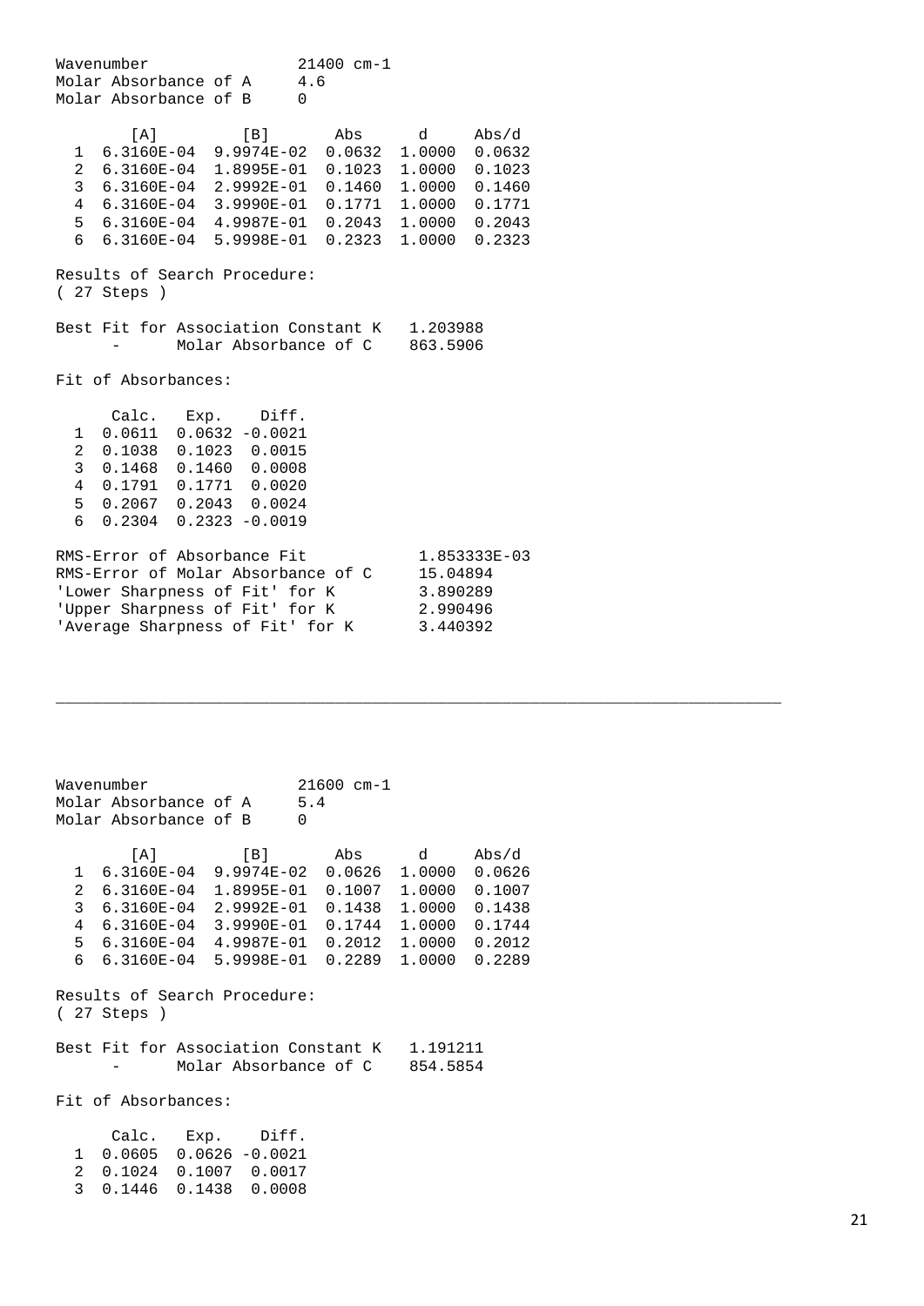```
Wavenumber                  21400 cm-1
Molar Absorbance of A       4.6
Molar Absorbance of B       0

       [A]          [B]        Abs      d      Abs/d
  1  6.3160E-04  9.9974E-02  0.0632  1.0000  0.0632
  2  6.3160E-04  1.8995E-01  0.1023  1.0000  0.1023
  3  6.3160E-04  2.9992E-01  0.1460  1.0000  0.1460
  4  6.3160E-04  3.9990E-01  0.1771  1.0000  0.1771
  5  6.3160E-04  4.9987E-01  0.2043  1.0000  0.2043
  6  6.3160E-04  5.9998E-01  0.2323  1.0000  0.2323

Results of Search Procedure:
( 27 Steps )

Best Fit for Association Constant K   1.203988
      -       Molar Absorbance of C    863.5906

Fit of Absorbances:

      Calc.   Exp.    Diff.
  1  0.0611  0.0632 -0.0021
  2  0.1038  0.1023  0.0015
  3  0.1468  0.1460  0.0008
  4  0.1791  0.1771  0.0020
  5  0.2067  0.2043  0.0024
  6  0.2304  0.2323 -0.0019

RMS-Error of Absorbance Fit             1.853333E-03
RMS-Error of Molar Absorbance of C      15.04894
'Lower Sharpness of Fit' for K          3.890289
'Upper Sharpness of Fit' for K          2.990496
'Average Sharpness of Fit' for K        3.440392
```

---

```
Wavenumber                  21600 cm-1
Molar Absorbance of A       5.4
Molar Absorbance of B       0

       [A]          [B]        Abs      d      Abs/d
  1  6.3160E-04  9.9974E-02  0.0626  1.0000  0.0626
  2  6.3160E-04  1.8995E-01  0.1007  1.0000  0.1007
  3  6.3160E-04  2.9992E-01  0.1438  1.0000  0.1438
  4  6.3160E-04  3.9990E-01  0.1744  1.0000  0.1744
  5  6.3160E-04  4.9987E-01  0.2012  1.0000  0.2012
  6  6.3160E-04  5.9998E-01  0.2289  1.0000  0.2289

Results of Search Procedure:
( 27 Steps )

Best Fit for Association Constant K   1.191211
      -       Molar Absorbance of C    854.5854

Fit of Absorbances:

      Calc.   Exp.    Diff.
  1  0.0605  0.0626 -0.0021
  2  0.1024  0.1007  0.0017
  3  0.1446  0.1438  0.0008
```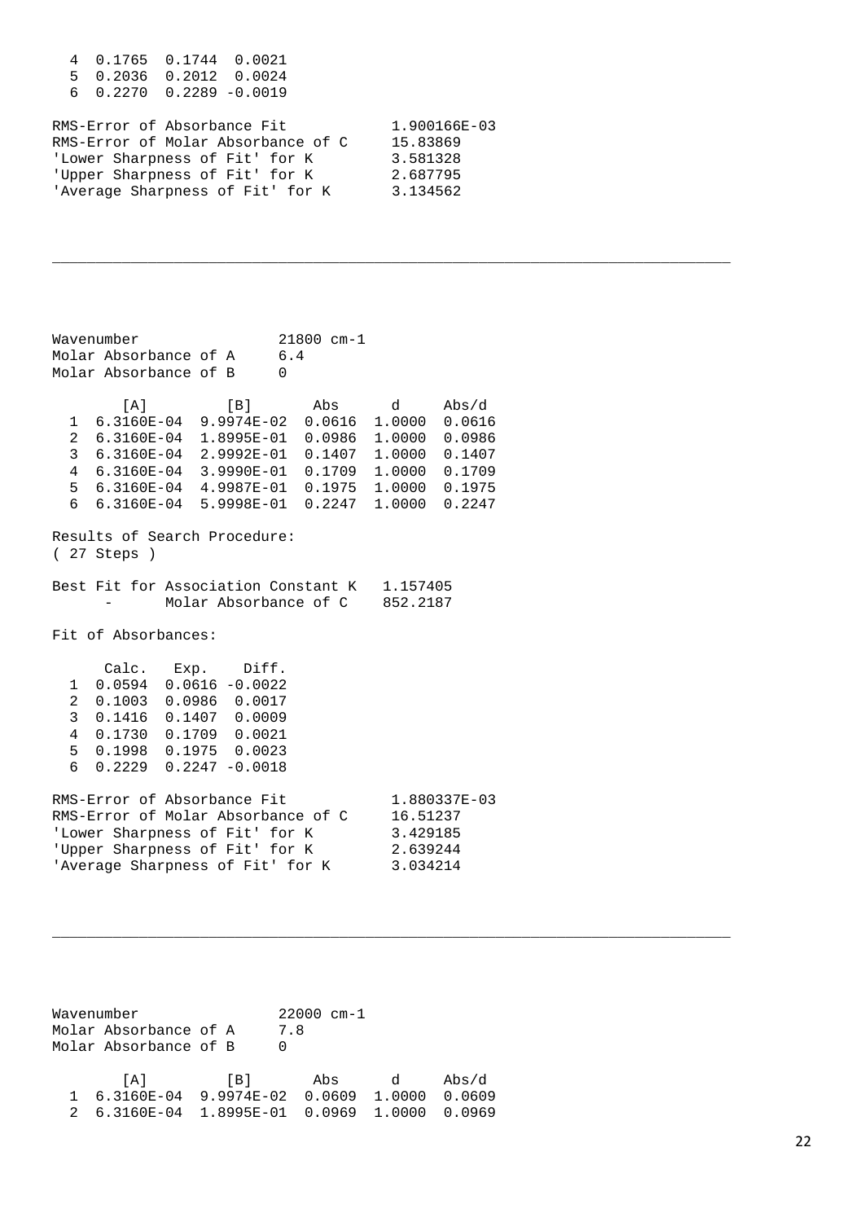```
  4  0.1765  0.1744  0.0021
  5  0.2036  0.2012  0.0024
  6  0.2270  0.2289 -0.0019

RMS-Error of Absorbance Fit           1.900166E-03
RMS-Error of Molar Absorbance of C    15.83869
'Lower Sharpness of Fit' for K        3.581328
'Upper Sharpness of Fit' for K        2.687795
'Average Sharpness of Fit' for K      3.134562
```

---

```
Wavenumber                21800 cm-1
Molar Absorbance of A     6.4
Molar Absorbance of B     0

        [A]         [B]       Abs      d     Abs/d
  1  6.3160E-04  9.9974E-02  0.0616  1.0000  0.0616
  2  6.3160E-04  1.8995E-01  0.0986  1.0000  0.0986
  3  6.3160E-04  2.9992E-01  0.1407  1.0000  0.1407
  4  6.3160E-04  3.9990E-01  0.1709  1.0000  0.1709
  5  6.3160E-04  4.9987E-01  0.1975  1.0000  0.1975
  6  6.3160E-04  5.9998E-01  0.2247  1.0000  0.2247

Results of Search Procedure:
( 27 Steps )

Best Fit for Association Constant K   1.157405
     -       Molar Absorbance of C    852.2187

Fit of Absorbances:

      Calc.   Exp.    Diff.
  1  0.0594  0.0616 -0.0022
  2  0.1003  0.0986  0.0017
  3  0.1416  0.1407  0.0009
  4  0.1730  0.1709  0.0021
  5  0.1998  0.1975  0.0023
  6  0.2229  0.2247 -0.0018

RMS-Error of Absorbance Fit           1.880337E-03
RMS-Error of Molar Absorbance of C    16.51237
'Lower Sharpness of Fit' for K        3.429185
'Upper Sharpness of Fit' for K        2.639244
'Average Sharpness of Fit' for K      3.034214
```

---

```
Wavenumber                22000 cm-1
Molar Absorbance of A     7.8
Molar Absorbance of B     0

        [A]         [B]       Abs      d     Abs/d
  1  6.3160E-04  9.9974E-02  0.0609  1.0000  0.0609
  2  6.3160E-04  1.8995E-01  0.0969  1.0000  0.0969
```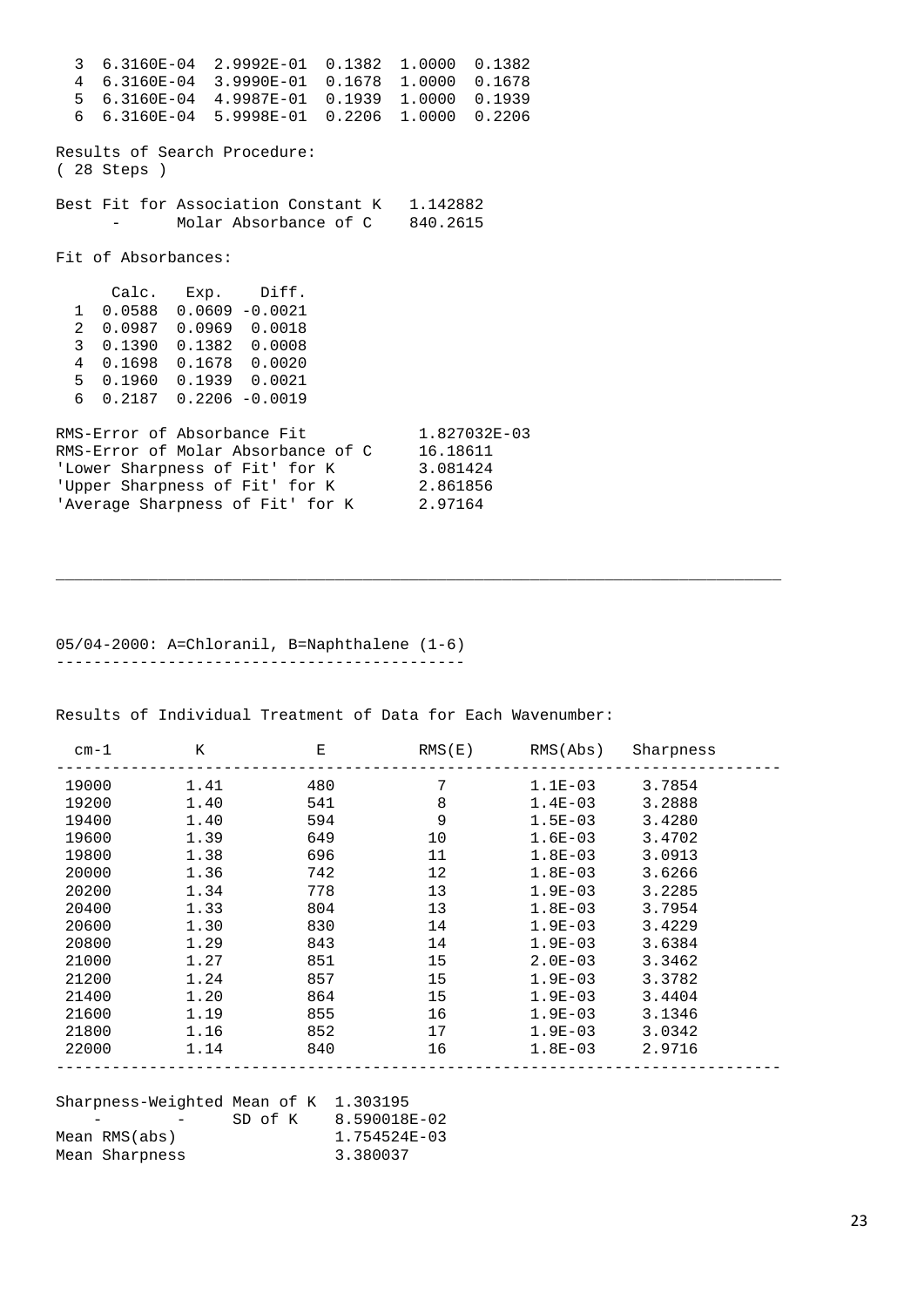| | | | | | |
|---|---|---|---|---|---|
| 3 | 6.3160E-04 | 2.9992E-01 | 0.1382 | 1.0000 | 0.1382 |
| 4 | 6.3160E-04 | 3.9990E-01 | 0.1678 | 1.0000 | 0.1678 |
| 5 | 6.3160E-04 | 4.9987E-01 | 0.1939 | 1.0000 | 0.1939 |
| 6 | 6.3160E-04 | 5.9998E-01 | 0.2206 | 1.0000 | 0.2206 |

Results of Search Procedure:
( 28 Steps )

Best Fit for Association Constant K 1.142882
 - Molar Absorbance of C 840.2615

Fit of Absorbances:

| | Calc. | Exp. | Diff. |
|---|---|---|---|
| 1 | 0.0588 | 0.0609 | -0.0021 |
| 2 | 0.0987 | 0.0969 | 0.0018 |
| 3 | 0.1390 | 0.1382 | 0.0008 |
| 4 | 0.1698 | 0.1678 | 0.0020 |
| 5 | 0.1960 | 0.1939 | 0.0021 |
| 6 | 0.2187 | 0.2206 | -0.0019 |

RMS-Error of Absorbance Fit 1.827032E-03
RMS-Error of Molar Absorbance of C 16.18611
'Lower Sharpness of Fit' for K 3.081424
'Upper Sharpness of Fit' for K 2.861856
'Average Sharpness of Fit' for K 2.97164

---

05/04-2000: A=Chloranil, B=Naphthalene (1-6)

Results of Individual Treatment of Data for Each Wavenumber:

| cm-1 | K | E | RMS(E) | RMS(Abs) | Sharpness |
|---|---|---|---|---|---|
| 19000 | 1.41 | 480 | 7 | 1.1E-03 | 3.7854 |
| 19200 | 1.40 | 541 | 8 | 1.4E-03 | 3.2888 |
| 19400 | 1.40 | 594 | 9 | 1.5E-03 | 3.4280 |
| 19600 | 1.39 | 649 | 10 | 1.6E-03 | 3.4702 |
| 19800 | 1.38 | 696 | 11 | 1.8E-03 | 3.0913 |
| 20000 | 1.36 | 742 | 12 | 1.8E-03 | 3.6266 |
| 20200 | 1.34 | 778 | 13 | 1.9E-03 | 3.2285 |
| 20400 | 1.33 | 804 | 13 | 1.8E-03 | 3.7954 |
| 20600 | 1.30 | 830 | 14 | 1.9E-03 | 3.4229 |
| 20800 | 1.29 | 843 | 14 | 1.9E-03 | 3.6384 |
| 21000 | 1.27 | 851 | 15 | 2.0E-03 | 3.3462 |
| 21200 | 1.24 | 857 | 15 | 1.9E-03 | 3.3782 |
| 21400 | 1.20 | 864 | 15 | 1.9E-03 | 3.4404 |
| 21600 | 1.19 | 855 | 16 | 1.9E-03 | 3.1346 |
| 21800 | 1.16 | 852 | 17 | 1.9E-03 | 3.0342 |
| 22000 | 1.14 | 840 | 16 | 1.8E-03 | 2.9716 |

Sharpness-Weighted Mean of K 1.303195
 - - SD of K 8.590018E-02
Mean RMS(abs) 1.754524E-03
Mean Sharpness 3.380037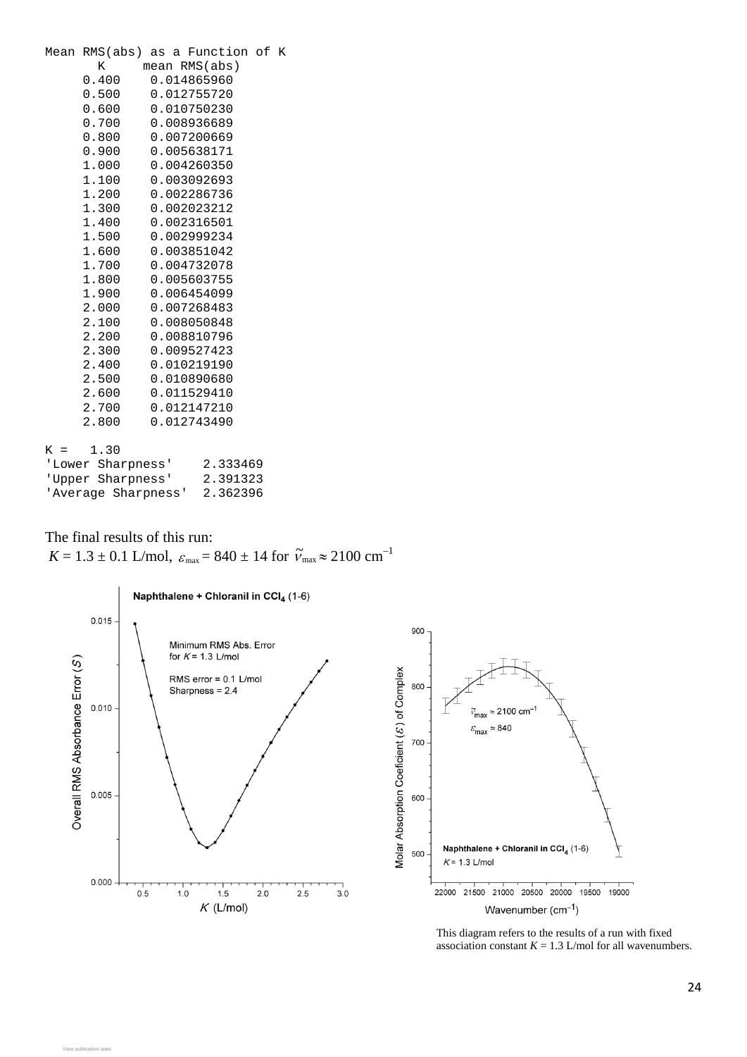```
Mean RMS(abs) as a Function of K
      K     mean RMS(abs)
    0.400    0.014865960
    0.500    0.012755720
    0.600    0.010750230
    0.700    0.008936689
    0.800    0.007200669
    0.900    0.005638171
    1.000    0.004260350
    1.100    0.003092693
    1.200    0.002286736
    1.300    0.002023212
    1.400    0.002316501
    1.500    0.002999234
    1.600    0.003851042
    1.700    0.004732078
    1.800    0.005603755
    1.900    0.006454099
    2.000    0.007268483
    2.100    0.008050848
    2.200    0.008810796
    2.300    0.009527423
    2.400    0.010219190
    2.500    0.010890680
    2.600    0.011529410
    2.700    0.012147210
    2.800    0.012743490

K =   1.30
'Lower Sharpness'    2.333469
'Upper Sharpness'    2.391323
'Average Sharpness'  2.362396
```

The final results of this run:
$K = 1.3 \pm 0.1$ L/mol, $\varepsilon_{max} = 840 \pm 14$ for $\tilde{\nu}_{max} \approx 2100$ cm$^{-1}$

Naphthalene + Chloranil in $CCl_4$ (1-6)

Minimum RMS Abs. Error
for $K = 1.3$ L/mol

RMS error = 0.1 L/mol
Sharpness = 2.4

Overall RMS Absorbance Error ($S$)

$K$ (L/mol)

$\tilde{\nu}_{max} \approx 2100$ cm$^{-1}$
$\varepsilon_{max} \approx 840$

Naphthalene + Chloranil in $CCl_4$ (1-6)
$K = 1.3$ L/mol

Molar Absorption Coeficient ($\varepsilon$) of Complex

Wavenumber (cm$^{-1}$)

This diagram refers to the results of a run with fixed association constant $K = 1.3$ L/mol for all wavenumbers.